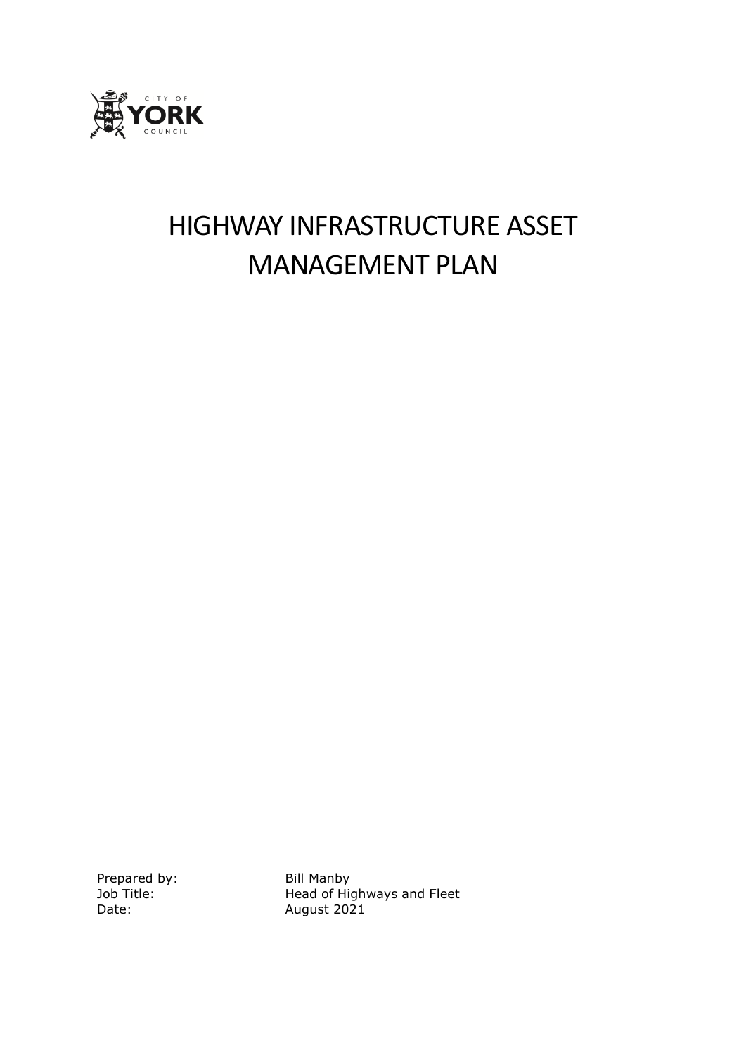# HIGHWAY INFRASTRUCTURE ASSET MANAGEMENT PLAN

| | |
|---|---|
| Prepared by: | Bill Manby |
| Job Title: | Head of Highways and Fleet |
| Date: | August 2021 |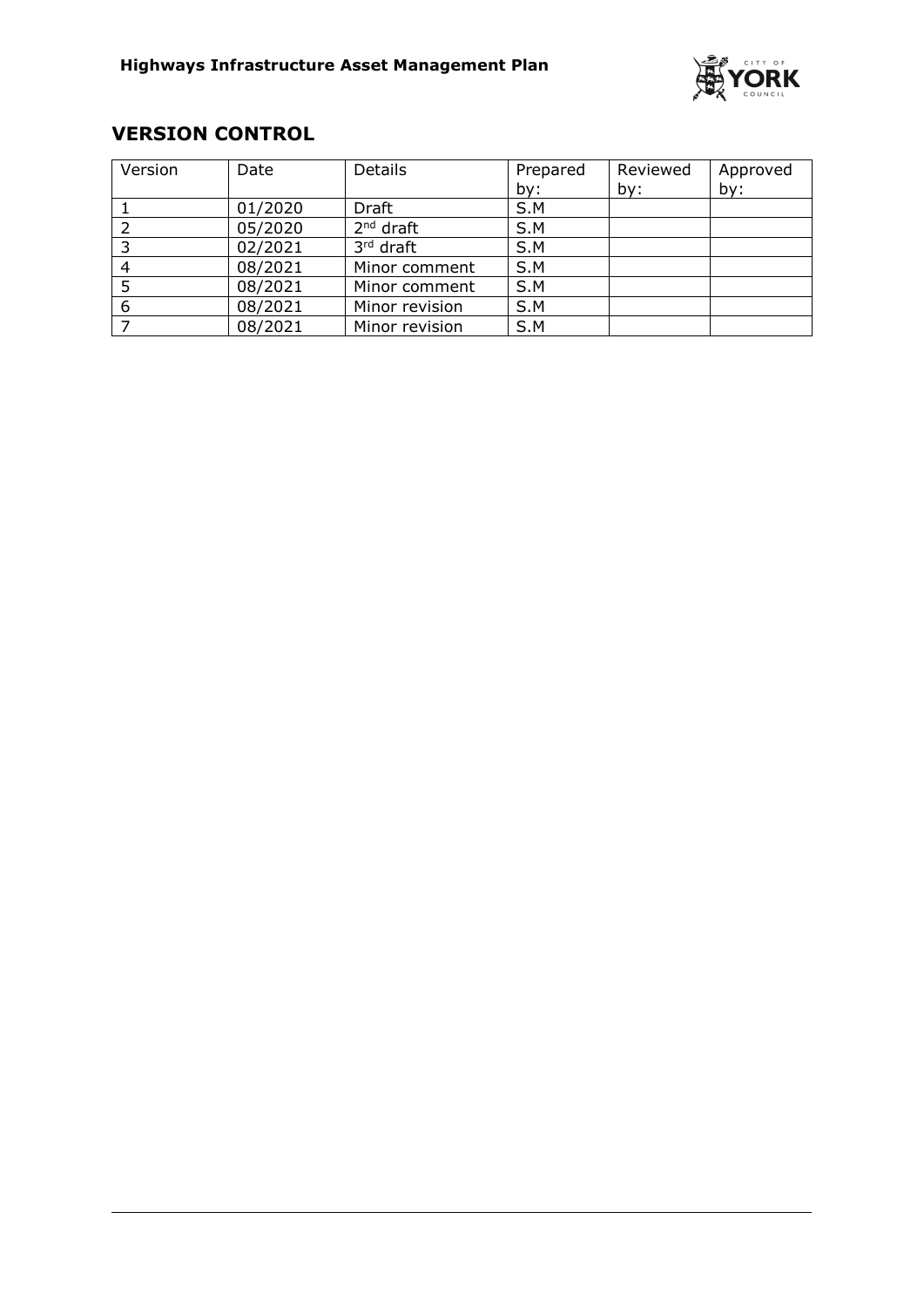## VERSION CONTROL

| Version | Date | Details | Prepared by: | Reviewed by: | Approved by: |
|---|---|---|---|---|---|
| 1 | 01/2020 | Draft | S.M | | |
| 2 | 05/2020 | 2nd draft | S.M | | |
| 3 | 02/2021 | 3rd draft | S.M | | |
| 4 | 08/2021 | Minor comment | S.M | | |
| 5 | 08/2021 | Minor comment | S.M | | |
| 6 | 08/2021 | Minor revision | S.M | | |
| 7 | 08/2021 | Minor revision | S.M | | |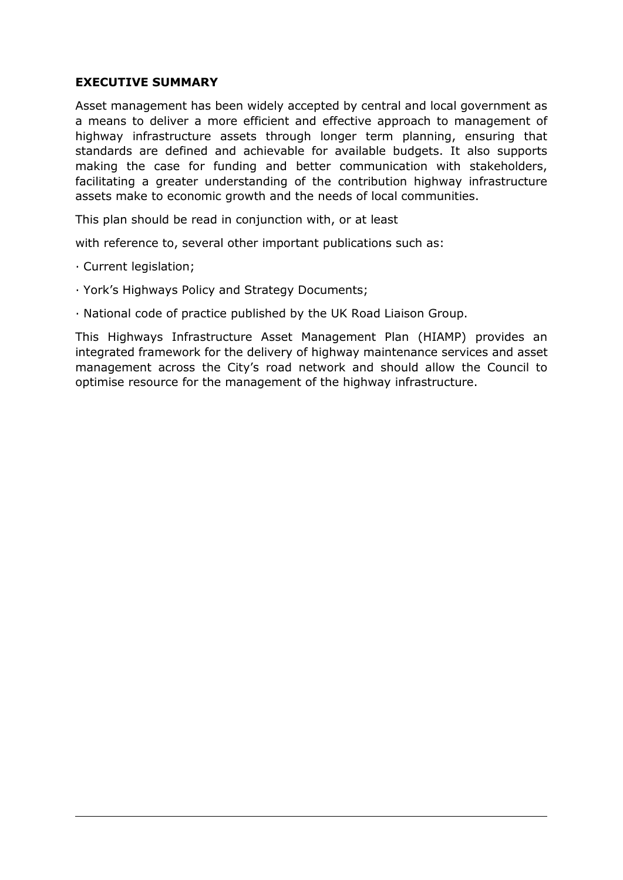**EXECUTIVE SUMMARY**

Asset management has been widely accepted by central and local government as a means to deliver a more efficient and effective approach to management of highway infrastructure assets through longer term planning, ensuring that standards are defined and achievable for available budgets. It also supports making the case for funding and better communication with stakeholders, facilitating a greater understanding of the contribution highway infrastructure assets make to economic growth and the needs of local communities.

This plan should be read in conjunction with, or at least

with reference to, several other important publications such as:

- Current legislation;
- York's Highways Policy and Strategy Documents;
- National code of practice published by the UK Road Liaison Group.

This Highways Infrastructure Asset Management Plan (HIAMP) provides an integrated framework for the delivery of highway maintenance services and asset management across the City's road network and should allow the Council to optimise resource for the management of the highway infrastructure.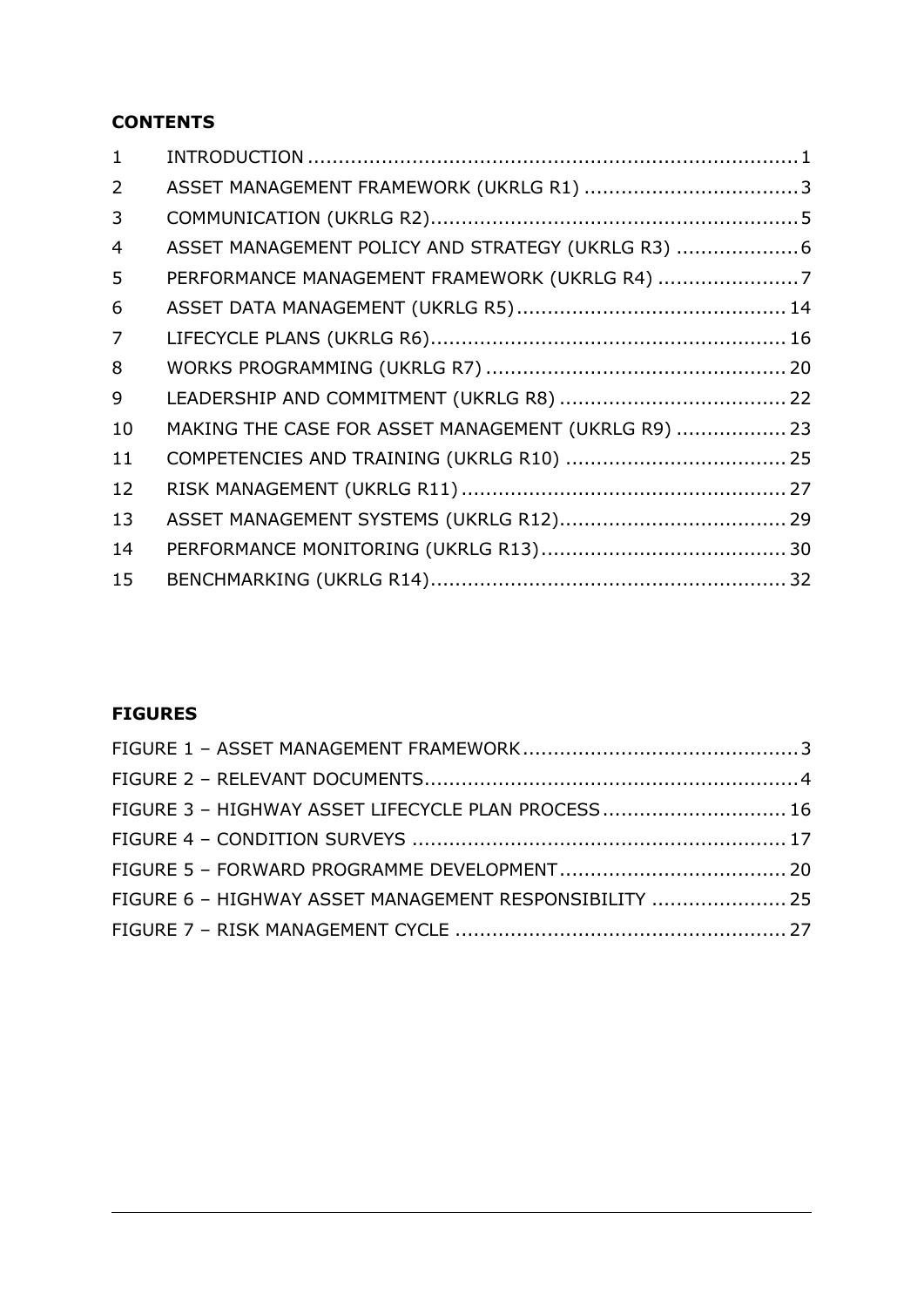**CONTENTS**

| | | |
|---|---|---|
| 1 | INTRODUCTION | 1 |
| 2 | ASSET MANAGEMENT FRAMEWORK (UKRLG R1) | 3 |
| 3 | COMMUNICATION (UKRLG R2) | 5 |
| 4 | ASSET MANAGEMENT POLICY AND STRATEGY (UKRLG R3) | 6 |
| 5 | PERFORMANCE MANAGEMENT FRAMEWORK (UKRLG R4) | 7 |
| 6 | ASSET DATA MANAGEMENT (UKRLG R5) | 14 |
| 7 | LIFECYCLE PLANS (UKRLG R6) | 16 |
| 8 | WORKS PROGRAMMING (UKRLG R7) | 20 |
| 9 | LEADERSHIP AND COMMITMENT (UKRLG R8) | 22 |
| 10 | MAKING THE CASE FOR ASSET MANAGEMENT (UKRLG R9) | 23 |
| 11 | COMPETENCIES AND TRAINING (UKRLG R10) | 25 |
| 12 | RISK MANAGEMENT (UKRLG R11) | 27 |
| 13 | ASSET MANAGEMENT SYSTEMS (UKRLG R12) | 29 |
| 14 | PERFORMANCE MONITORING (UKRLG R13) | 30 |
| 15 | BENCHMARKING (UKRLG R14) | 32 |

**FIGURES**

| | |
|---|---|
| FIGURE 1 – ASSET MANAGEMENT FRAMEWORK | 3 |
| FIGURE 2 – RELEVANT DOCUMENTS | 4 |
| FIGURE 3 – HIGHWAY ASSET LIFECYCLE PLAN PROCESS | 16 |
| FIGURE 4 – CONDITION SURVEYS | 17 |
| FIGURE 5 – FORWARD PROGRAMME DEVELOPMENT | 20 |
| FIGURE 6 – HIGHWAY ASSET MANAGEMENT RESPONSIBILITY | 25 |
| FIGURE 7 – RISK MANAGEMENT CYCLE | 27 |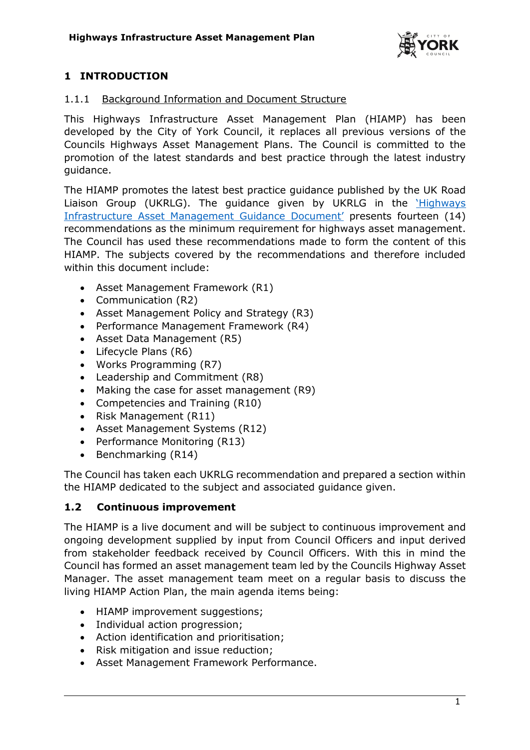# 1 INTRODUCTION

### 1.1.1 Background Information and Document Structure

This Highways Infrastructure Asset Management Plan (HIAMP) has been developed by the City of York Council, it replaces all previous versions of the Councils Highways Asset Management Plans. The Council is committed to the promotion of the latest standards and best practice through the latest industry guidance.

The HIAMP promotes the latest best practice guidance published by the UK Road Liaison Group (UKRLG). The guidance given by UKRLG in the 'Highways Infrastructure Asset Management Guidance Document' presents fourteen (14) recommendations as the minimum requirement for highways asset management. The Council has used these recommendations made to form the content of this HIAMP. The subjects covered by the recommendations and therefore included within this document include:

- Asset Management Framework (R1)
- Communication (R2)
- Asset Management Policy and Strategy (R3)
- Performance Management Framework (R4)
- Asset Data Management (R5)
- Lifecycle Plans (R6)
- Works Programming (R7)
- Leadership and Commitment (R8)
- Making the case for asset management (R9)
- Competencies and Training (R10)
- Risk Management (R11)
- Asset Management Systems (R12)
- Performance Monitoring (R13)
- Benchmarking (R14)

The Council has taken each UKRLG recommendation and prepared a section within the HIAMP dedicated to the subject and associated guidance given.

## 1.2 Continuous improvement

The HIAMP is a live document and will be subject to continuous improvement and ongoing development supplied by input from Council Officers and input derived from stakeholder feedback received by Council Officers. With this in mind the Council has formed an asset management team led by the Councils Highway Asset Manager. The asset management team meet on a regular basis to discuss the living HIAMP Action Plan, the main agenda items being:

- HIAMP improvement suggestions;
- Individual action progression;
- Action identification and prioritisation;
- Risk mitigation and issue reduction;
- Asset Management Framework Performance.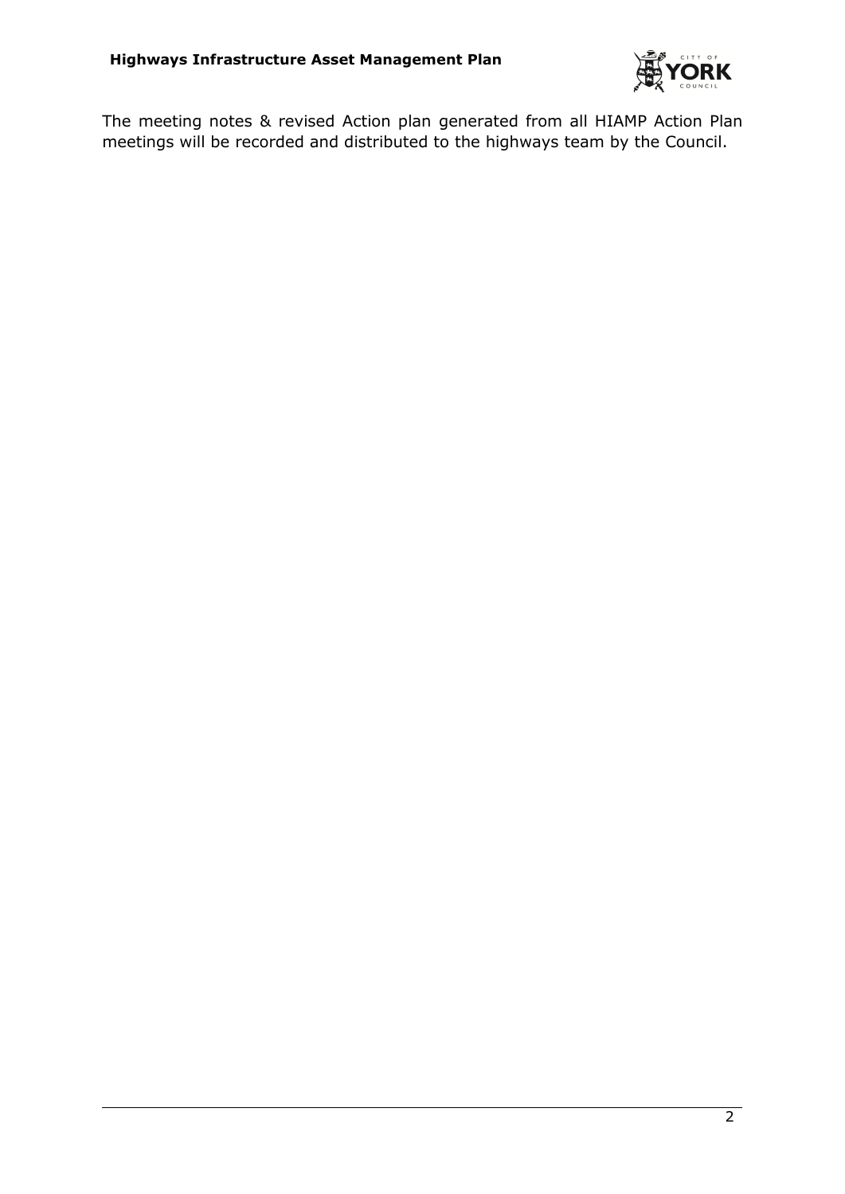The meeting notes & revised Action plan generated from all HIAMP Action Plan meetings will be recorded and distributed to the highways team by the Council.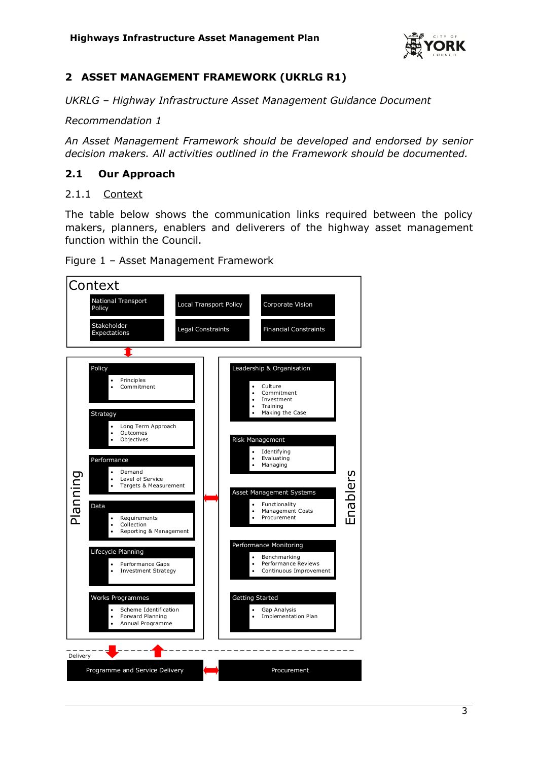## 2 ASSET MANAGEMENT FRAMEWORK (UKRLG R1)

*UKRLG – Highway Infrastructure Asset Management Guidance Document*

*Recommendation 1*

*An Asset Management Framework should be developed and endorsed by senior decision makers. All activities outlined in the Framework should be documented.*

### 2.1 Our Approach

#### 2.1.1 Context

The table below shows the communication links required between the policy makers, planners, enablers and deliverers of the highway asset management function within the Council.

Figure 1 – Asset Management Framework

**Context**

- National Transport Policy
- Local Transport Policy
- Corporate Vision
- Stakeholder Expectations
- Legal Constraints
- Financial Constraints

**Planning**

- Policy
  - Principles
  - Commitment
- Strategy
  - Long Term Approach
  - Outcomes
  - Objectives
- Performance
  - Demand
  - Level of Service
  - Targets & Measurement
- Data
  - Requirements
  - Collection
  - Reporting & Management
- Lifecycle Planning
  - Performance Gaps
  - Investment Strategy
- Works Programmes
  - Scheme Identification
  - Forward Planning
  - Annual Programme

**Enablers**

- Leadership & Organisation
  - Culture
  - Commitment
  - Investment
  - Training
  - Making the Case
- Risk Management
  - Identifying
  - Evaluating
  - Managing
- Asset Management Systems
  - Functionality
  - Management Costs
  - Procurement
- Performance Monitoring
  - Benchmarking
  - Performance Reviews
  - Continuous Improvement
- Getting Started
  - Gap Analysis
  - Implementation Plan

**Delivery**

- Programme and Service Delivery
- Procurement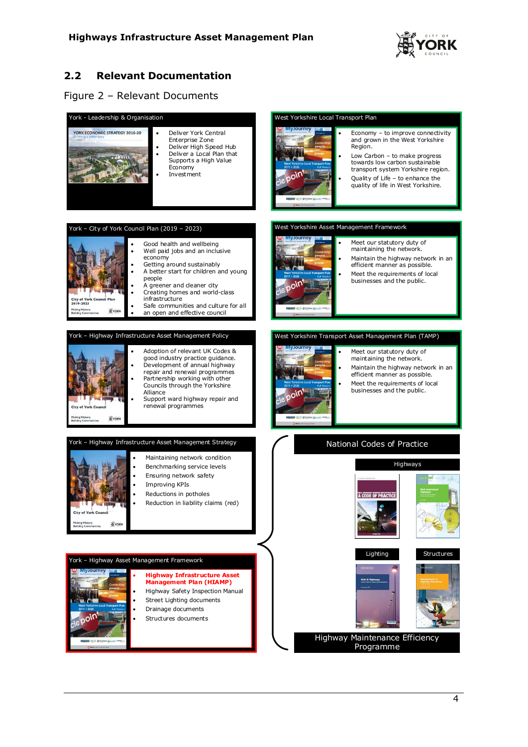## 2.2 Relevant Documentation

Figure 2 – Relevant Documents

**York - Leadership & Organisation**

- Deliver York Central Enterprise Zone
- Deliver High Speed Hub
- Deliver a Local Plan that Supports a High Value Economy
- Investment

**West Yorkshire Local Transport Plan**

- Economy – to improve connectivity and grown in the West Yorkshire Region.
- Low Carbon – to make progress towards low carbon sustainable transport system Yorkshire region.
- Quality of Life – to enhance the quality of life in West Yorkshire.

**York – City of York Council Plan (2019 – 2023)**

- Good health and wellbeing
- Well paid jobs and an inclusive economy
- Getting around sustainably
- A better start for children and young people
- A greener and cleaner city
- Creating homes and world-class infrastructure
- Safe communities and culture for all
- an open and effective council

**West Yorkshire Asset Management Framework**

- Meet our statutory duty of maintaining the network.
- Maintain the highway network in an efficient manner as possible.
- Meet the requirements of local businesses and the public.

**York – Highway Infrastructure Asset Management Policy**

- Adoption of relevant UK Codes & good industry practice guidance.
- Development of annual highway repair and renewal programmes
- Partnership working with other Councils through the Yorkshire Alliance
- Support ward highway repair and renewal programmes

**West Yorkshire Transport Asset Management Plan (TAMP)**

- Meet our statutory duty of maintaining the network.
- Maintain the highway network in an efficient manner as possible.
- Meet the requirements of local businesses and the public.

**York – Highway Infrastructure Asset Management Strategy**

- Maintaining network condition
- Benchmarking service levels
- Ensuring network safety
- Improving KPIs
- Reductions in potholes
- Reduction in liability claims (red)

**York – Highway Asset Management Framework**

- **Highway Infrastructure Asset Management Plan (HIAMP)**
- Highway Safety Inspection Manual
- Street Lighting documents
- Drainage documents
- Structures documents

**National Codes of Practice**

- Highways
- Lighting
- Structures

**Highway Maintenance Efficiency Programme**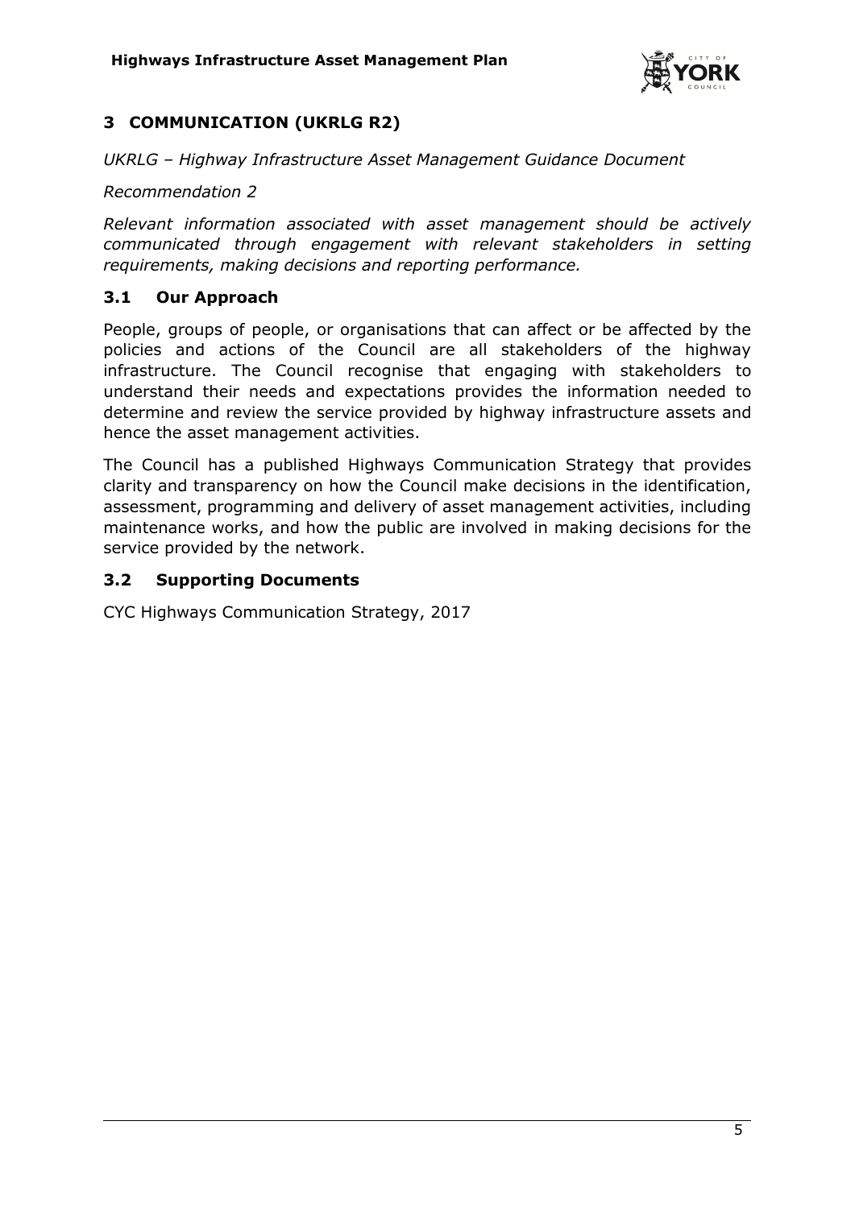## 3 COMMUNICATION (UKRLG R2)

*UKRLG – Highway Infrastructure Asset Management Guidance Document*

*Recommendation 2*

*Relevant information associated with asset management should be actively communicated through engagement with relevant stakeholders in setting requirements, making decisions and reporting performance.*

### 3.1 Our Approach

People, groups of people, or organisations that can affect or be affected by the policies and actions of the Council are all stakeholders of the highway infrastructure. The Council recognise that engaging with stakeholders to understand their needs and expectations provides the information needed to determine and review the service provided by highway infrastructure assets and hence the asset management activities.

The Council has a published Highways Communication Strategy that provides clarity and transparency on how the Council make decisions in the identification, assessment, programming and delivery of asset management activities, including maintenance works, and how the public are involved in making decisions for the service provided by the network.

### 3.2 Supporting Documents

CYC Highways Communication Strategy, 2017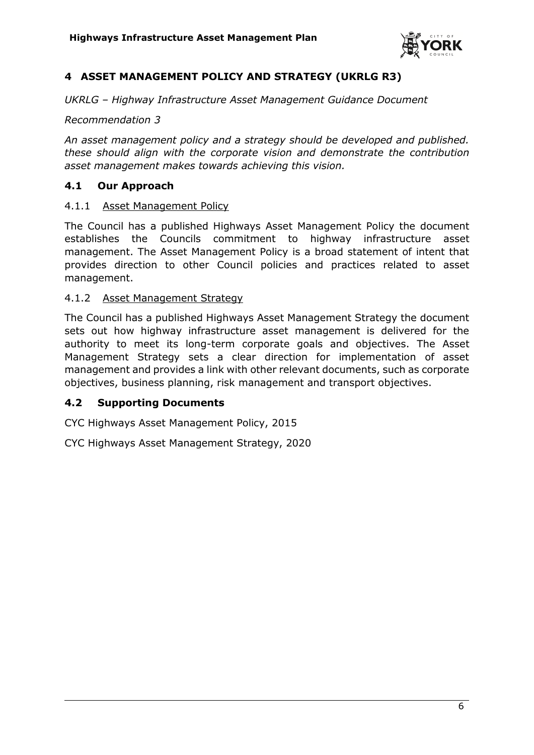# 4 ASSET MANAGEMENT POLICY AND STRATEGY (UKRLG R3)

*UKRLG – Highway Infrastructure Asset Management Guidance Document*

*Recommendation 3*

*An asset management policy and a strategy should be developed and published. these should align with the corporate vision and demonstrate the contribution asset management makes towards achieving this vision.*

## 4.1 Our Approach

### 4.1.1 Asset Management Policy

The Council has a published Highways Asset Management Policy the document establishes the Councils commitment to highway infrastructure asset management. The Asset Management Policy is a broad statement of intent that provides direction to other Council policies and practices related to asset management.

### 4.1.2 Asset Management Strategy

The Council has a published Highways Asset Management Strategy the document sets out how highway infrastructure asset management is delivered for the authority to meet its long-term corporate goals and objectives. The Asset Management Strategy sets a clear direction for implementation of asset management and provides a link with other relevant documents, such as corporate objectives, business planning, risk management and transport objectives.

## 4.2 Supporting Documents

CYC Highways Asset Management Policy, 2015

CYC Highways Asset Management Strategy, 2020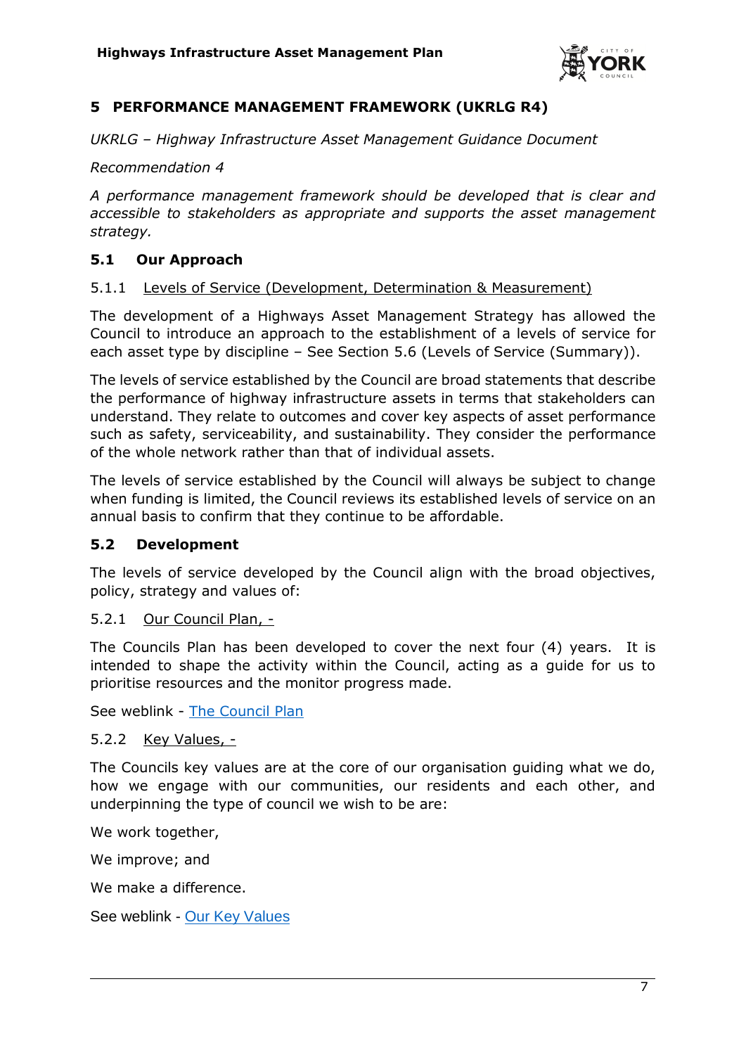## 5 PERFORMANCE MANAGEMENT FRAMEWORK (UKRLG R4)

*UKRLG – Highway Infrastructure Asset Management Guidance Document*

*Recommendation 4*

*A performance management framework should be developed that is clear and accessible to stakeholders as appropriate and supports the asset management strategy.*

### 5.1 Our Approach

5.1.1 Levels of Service (Development, Determination & Measurement)

The development of a Highways Asset Management Strategy has allowed the Council to introduce an approach to the establishment of a levels of service for each asset type by discipline – See Section 5.6 (Levels of Service (Summary)).

The levels of service established by the Council are broad statements that describe the performance of highway infrastructure assets in terms that stakeholders can understand. They relate to outcomes and cover key aspects of asset performance such as safety, serviceability, and sustainability. They consider the performance of the whole network rather than that of individual assets.

The levels of service established by the Council will always be subject to change when funding is limited, the Council reviews its established levels of service on an annual basis to confirm that they continue to be affordable.

### 5.2 Development

The levels of service developed by the Council align with the broad objectives, policy, strategy and values of:

5.2.1 Our Council Plan, -

The Councils Plan has been developed to cover the next four (4) years. It is intended to shape the activity within the Council, acting as a guide for us to prioritise resources and the monitor progress made.

See weblink - The Council Plan

5.2.2 Key Values, -

The Councils key values are at the core of our organisation guiding what we do, how we engage with our communities, our residents and each other, and underpinning the type of council we wish to be are:

We work together,

We improve; and

We make a difference.

See weblink - Our Key Values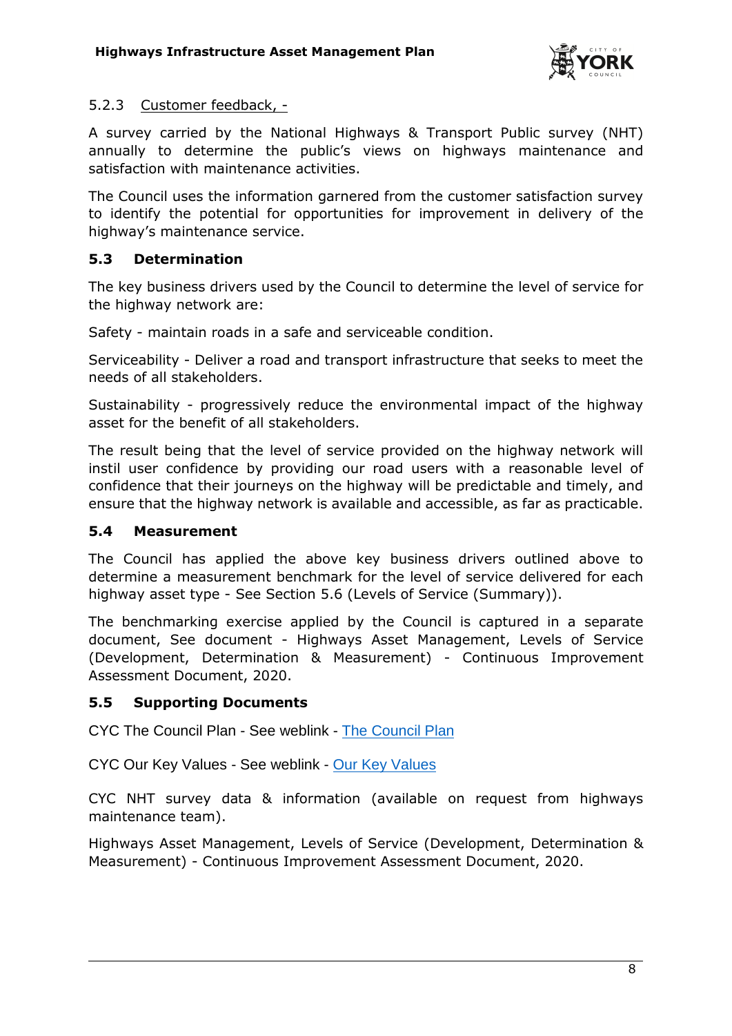#### 5.2.3 Customer feedback, -

A survey carried by the National Highways & Transport Public survey (NHT) annually to determine the public's views on highways maintenance and satisfaction with maintenance activities.

The Council uses the information garnered from the customer satisfaction survey to identify the potential for opportunities for improvement in delivery of the highway's maintenance service.

### 5.3 Determination

The key business drivers used by the Council to determine the level of service for the highway network are:

Safety - maintain roads in a safe and serviceable condition.

Serviceability - Deliver a road and transport infrastructure that seeks to meet the needs of all stakeholders.

Sustainability - progressively reduce the environmental impact of the highway asset for the benefit of all stakeholders.

The result being that the level of service provided on the highway network will instil user confidence by providing our road users with a reasonable level of confidence that their journeys on the highway will be predictable and timely, and ensure that the highway network is available and accessible, as far as practicable.

### 5.4 Measurement

The Council has applied the above key business drivers outlined above to determine a measurement benchmark for the level of service delivered for each highway asset type - See Section 5.6 (Levels of Service (Summary)).

The benchmarking exercise applied by the Council is captured in a separate document, See document - Highways Asset Management, Levels of Service (Development, Determination & Measurement) - Continuous Improvement Assessment Document, 2020.

### 5.5 Supporting Documents

CYC The Council Plan - See weblink - The Council Plan

CYC Our Key Values - See weblink - Our Key Values

CYC NHT survey data & information (available on request from highways maintenance team).

Highways Asset Management, Levels of Service (Development, Determination & Measurement) - Continuous Improvement Assessment Document, 2020.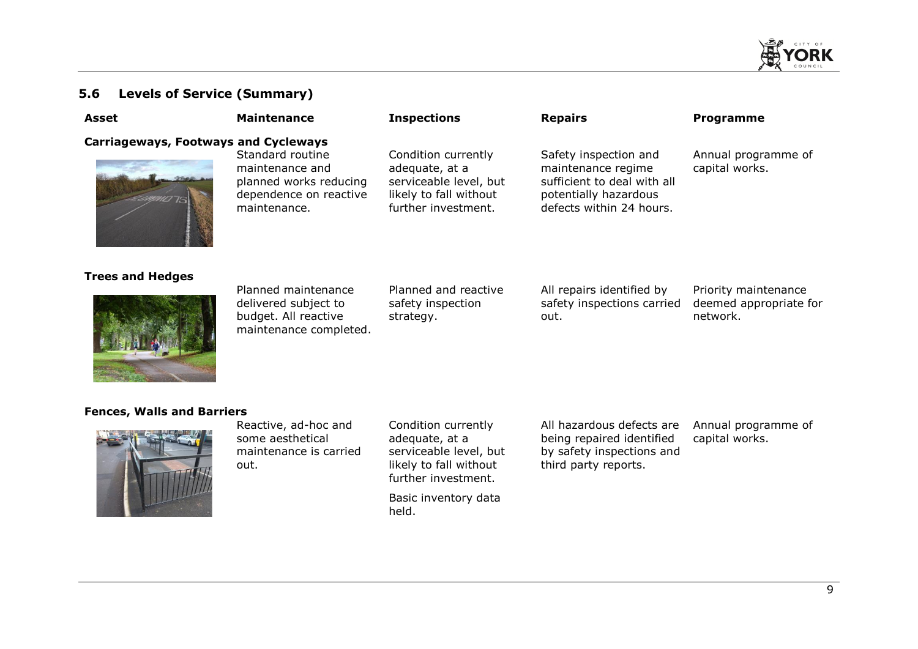## 5.6 Levels of Service (Summary)

| Asset | Maintenance | Inspections | Repairs | Programme |
|---|---|---|---|---|
| **Carriageways, Footways and Cycleways** | Standard routine maintenance and planned works reducing dependence on reactive maintenance. | Condition currently adequate, at a serviceable level, but likely to fall without further investment. | Safety inspection and maintenance regime sufficient to deal with all potentially hazardous defects within 24 hours. | Annual programme of capital works. |
| **Trees and Hedges** | Planned maintenance delivered subject to budget. All reactive maintenance completed. | Planned and reactive safety inspection strategy. | All repairs identified by safety inspections carried out. | Priority maintenance deemed appropriate for network. |
| **Fences, Walls and Barriers** | Reactive, ad-hoc and some aesthetical maintenance is carried out. | Condition currently adequate, at a serviceable level, but likely to fall without further investment.<br><br>Basic inventory data held. | All hazardous defects are being repaired identified by safety inspections and third party reports. | Annual programme of capital works. |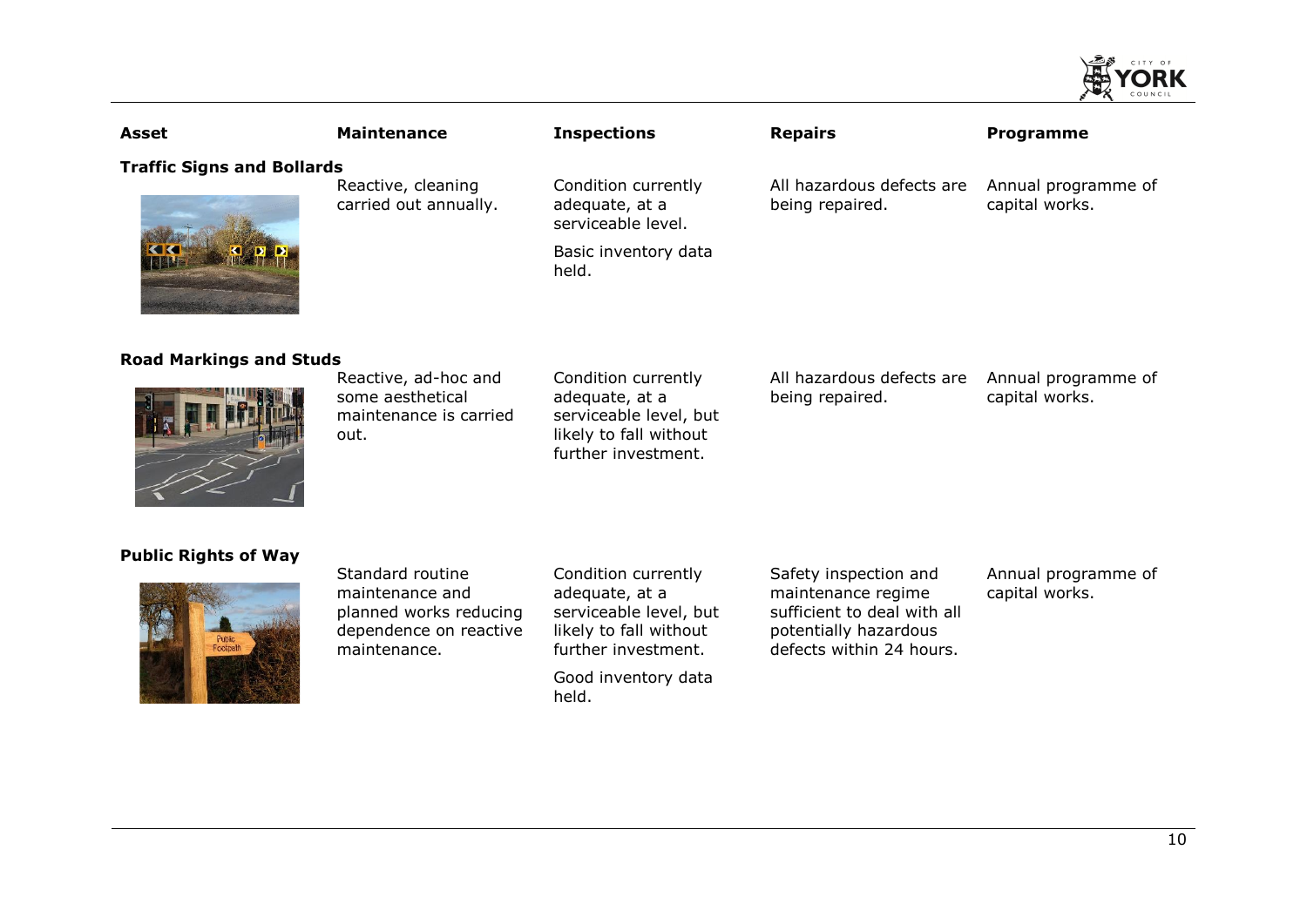| Asset | Maintenance | Inspections | Repairs | Programme |
|---|---|---|---|---|
| **Traffic Signs and Bollards** | Reactive, cleaning carried out annually. | Condition currently adequate, at a serviceable level. Basic inventory data held. | All hazardous defects are being repaired. | Annual programme of capital works. |
| **Road Markings and Studs** | Reactive, ad-hoc and some aesthetical maintenance is carried out. | Condition currently adequate, at a serviceable level, but likely to fall without further investment. | All hazardous defects are being repaired. | Annual programme of capital works. |
| **Public Rights of Way** | Standard routine maintenance and planned works reducing dependence on reactive maintenance. | Condition currently adequate, at a serviceable level, but likely to fall without further investment. Good inventory data held. | Safety inspection and maintenance regime sufficient to deal with all potentially hazardous defects within 24 hours. | Annual programme of capital works. |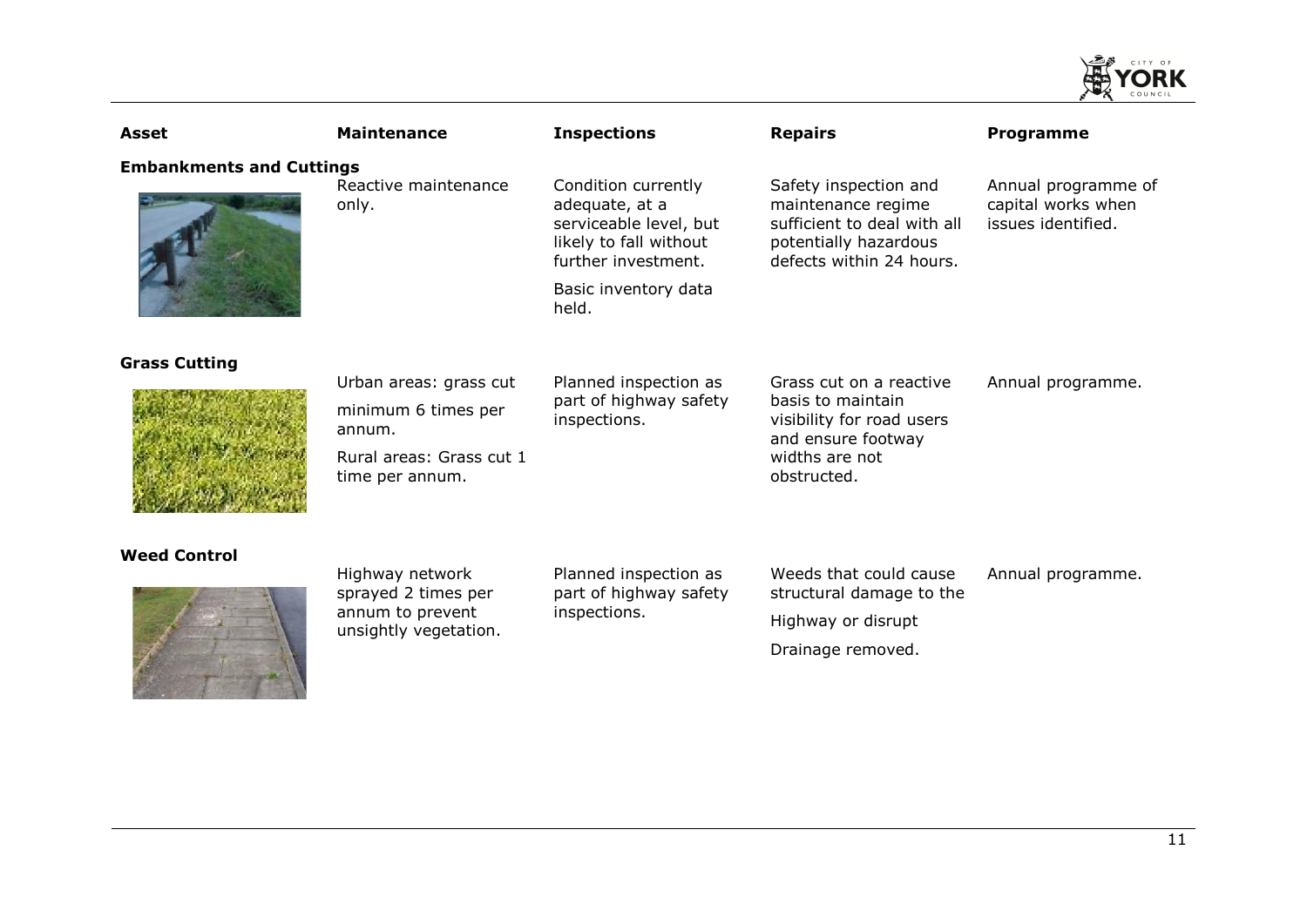| Asset | Maintenance | Inspections | Repairs | Programme |
|---|---|---|---|---|
| **Embankments and Cuttings** | | | | |
| | Reactive maintenance only. | Condition currently adequate, at a serviceable level, but likely to fall without further investment.<br><br>Basic inventory data held. | Safety inspection and maintenance regime sufficient to deal with all potentially hazardous defects within 24 hours. | Annual programme of capital works when issues identified. |
| **Grass Cutting** | | | | |
| | Urban areas: grass cut minimum 6 times per annum.<br><br>Rural areas: Grass cut 1 time per annum. | Planned inspection as part of highway safety inspections. | Grass cut on a reactive basis to maintain visibility for road users and ensure footway widths are not obstructed. | Annual programme. |
| **Weed Control** | | | | |
| | Highway network sprayed 2 times per annum to prevent unsightly vegetation. | Planned inspection as part of highway safety inspections. | Weeds that could cause structural damage to the Highway or disrupt Drainage removed. | Annual programme. |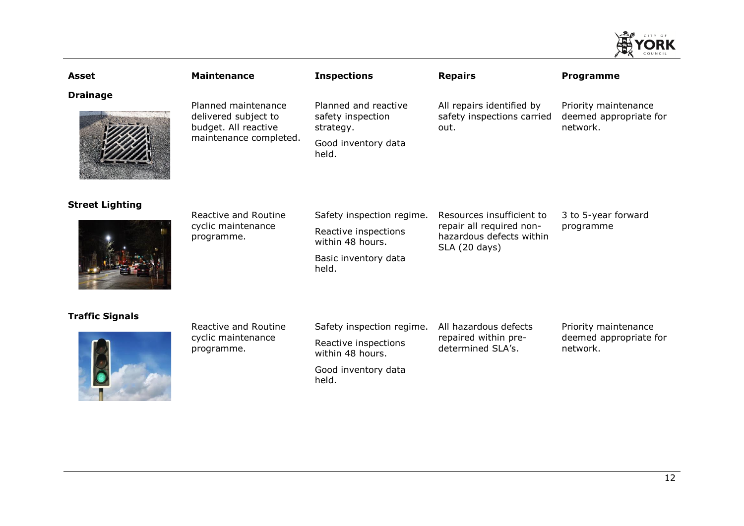| Asset | Maintenance | Inspections | Repairs | Programme |
|---|---|---|---|---|
| **Drainage** | Planned maintenance delivered subject to budget. All reactive maintenance completed. | Planned and reactive safety inspection strategy.<br>Good inventory data held. | All repairs identified by safety inspections carried out. | Priority maintenance deemed appropriate for network. |
| **Street Lighting** | Reactive and Routine cyclic maintenance programme. | Safety inspection regime.<br>Reactive inspections within 48 hours.<br>Basic inventory data held. | Resources insufficient to repair all required non-hazardous defects within SLA (20 days) | 3 to 5-year forward programme |
| **Traffic Signals** | Reactive and Routine cyclic maintenance programme. | Safety inspection regime.<br>Reactive inspections within 48 hours.<br>Good inventory data held. | All hazardous defects repaired within pre-determined SLA's. | Priority maintenance deemed appropriate for network. |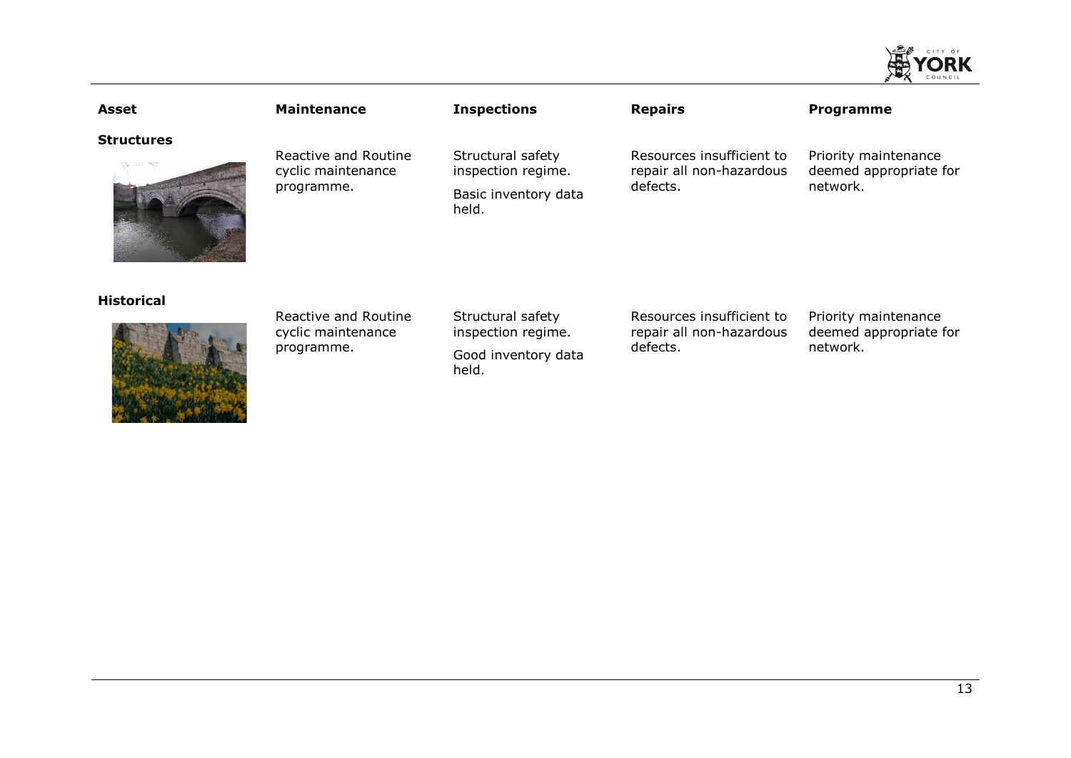| Asset | Maintenance | Inspections | Repairs | Programme |
|---|---|---|---|---|
| **Structures** | Reactive and Routine cyclic maintenance programme. | Structural safety inspection regime. Basic inventory data held. | Resources insufficient to repair all non-hazardous defects. | Priority maintenance deemed appropriate for network. |
| **Historical** | Reactive and Routine cyclic maintenance programme. | Structural safety inspection regime. Good inventory data held. | Resources insufficient to repair all non-hazardous defects. | Priority maintenance deemed appropriate for network. |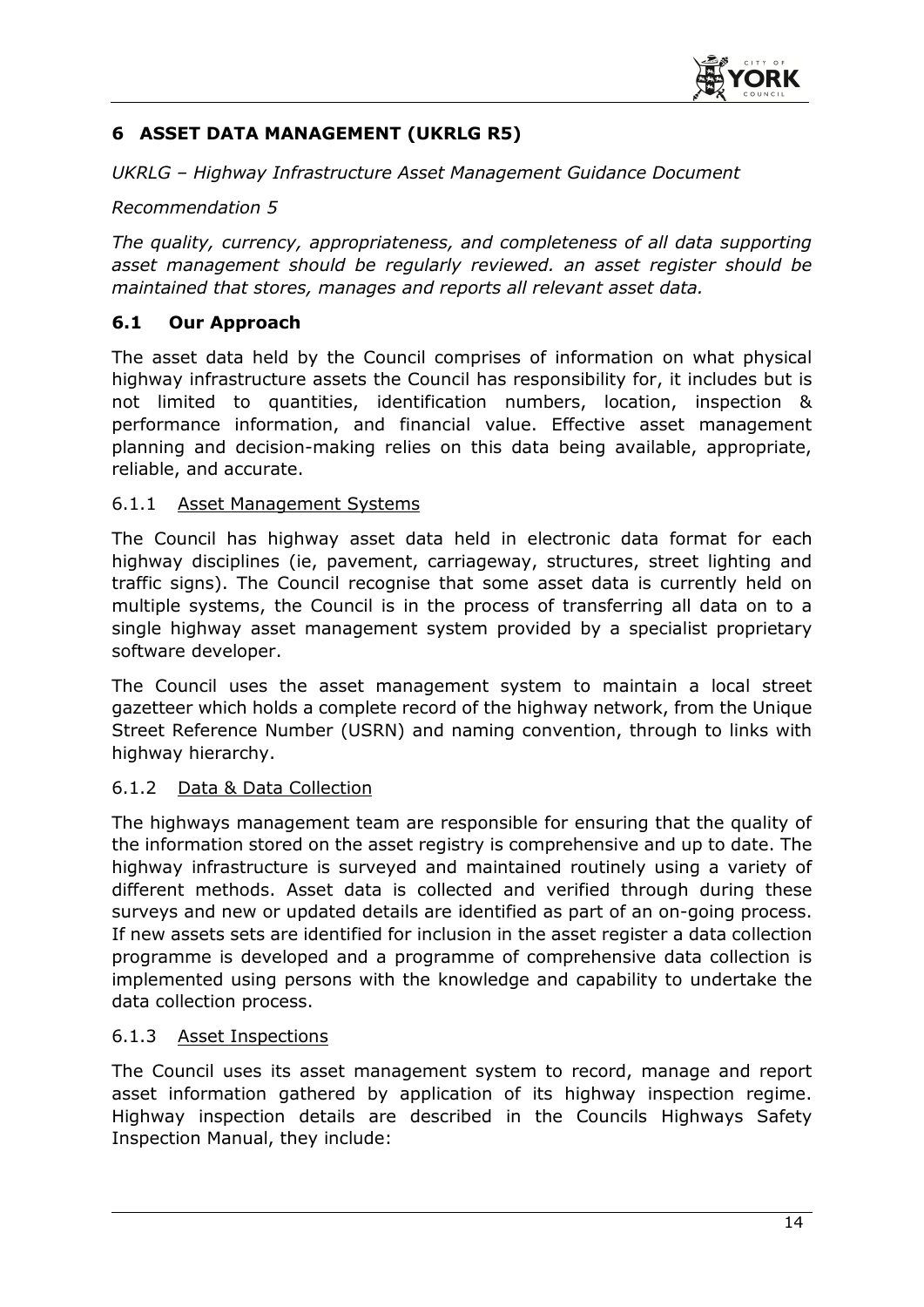# 6 ASSET DATA MANAGEMENT (UKRLG R5)

*UKRLG – Highway Infrastructure Asset Management Guidance Document*

*Recommendation 5*

*The quality, currency, appropriateness, and completeness of all data supporting asset management should be regularly reviewed. an asset register should be maintained that stores, manages and reports all relevant asset data.*

## 6.1 Our Approach

The asset data held by the Council comprises of information on what physical highway infrastructure assets the Council has responsibility for, it includes but is not limited to quantities, identification numbers, location, inspection & performance information, and financial value. Effective asset management planning and decision-making relies on this data being available, appropriate, reliable, and accurate.

### 6.1.1 Asset Management Systems

The Council has highway asset data held in electronic data format for each highway disciplines (ie, pavement, carriageway, structures, street lighting and traffic signs). The Council recognise that some asset data is currently held on multiple systems, the Council is in the process of transferring all data on to a single highway asset management system provided by a specialist proprietary software developer.

The Council uses the asset management system to maintain a local street gazetteer which holds a complete record of the highway network, from the Unique Street Reference Number (USRN) and naming convention, through to links with highway hierarchy.

### 6.1.2 Data & Data Collection

The highways management team are responsible for ensuring that the quality of the information stored on the asset registry is comprehensive and up to date. The highway infrastructure is surveyed and maintained routinely using a variety of different methods. Asset data is collected and verified through during these surveys and new or updated details are identified as part of an on-going process. If new assets sets are identified for inclusion in the asset register a data collection programme is developed and a programme of comprehensive data collection is implemented using persons with the knowledge and capability to undertake the data collection process.

### 6.1.3 Asset Inspections

The Council uses its asset management system to record, manage and report asset information gathered by application of its highway inspection regime. Highway inspection details are described in the Councils Highways Safety Inspection Manual, they include: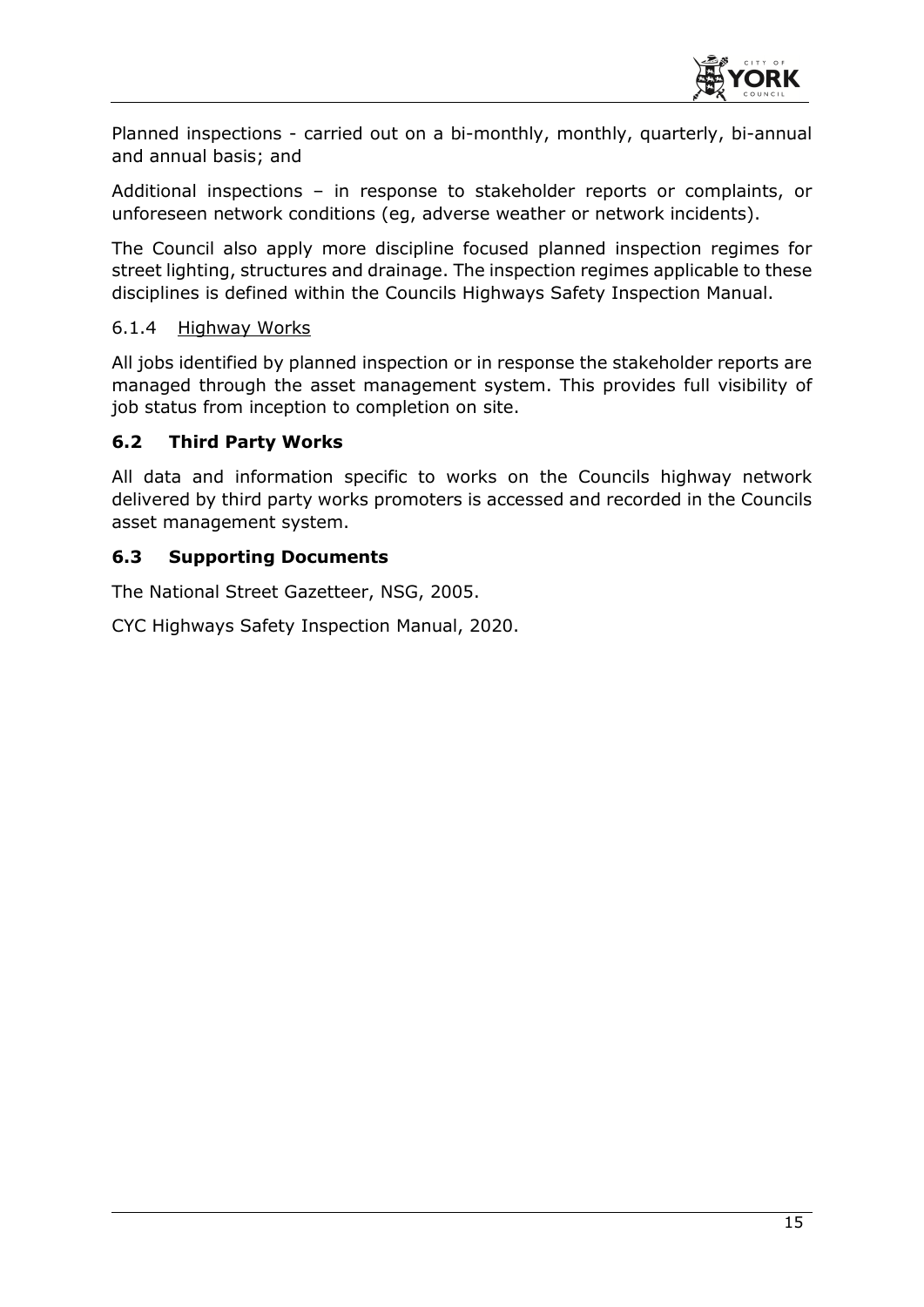Planned inspections - carried out on a bi-monthly, monthly, quarterly, bi-annual and annual basis; and

Additional inspections – in response to stakeholder reports or complaints, or unforeseen network conditions (eg, adverse weather or network incidents).

The Council also apply more discipline focused planned inspection regimes for street lighting, structures and drainage. The inspection regimes applicable to these disciplines is defined within the Councils Highways Safety Inspection Manual.

#### 6.1.4 Highway Works

All jobs identified by planned inspection or in response the stakeholder reports are managed through the asset management system. This provides full visibility of job status from inception to completion on site.

### 6.2 Third Party Works

All data and information specific to works on the Councils highway network delivered by third party works promoters is accessed and recorded in the Councils asset management system.

### 6.3 Supporting Documents

The National Street Gazetteer, NSG, 2005.

CYC Highways Safety Inspection Manual, 2020.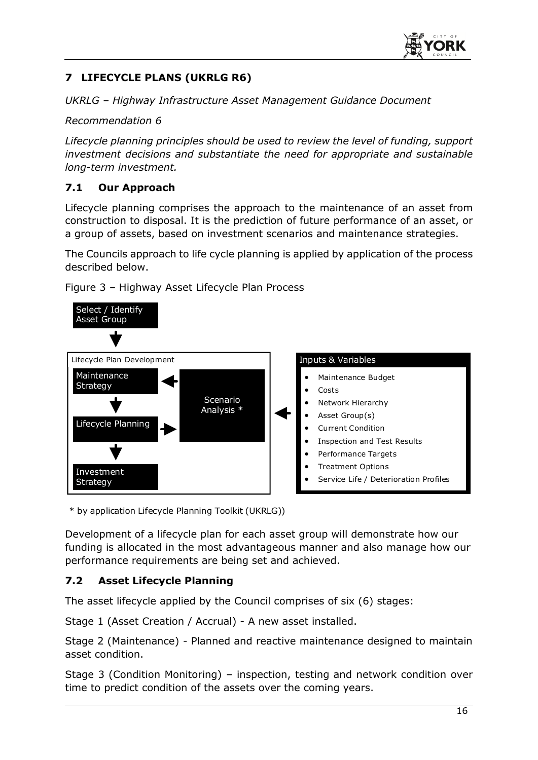## 7 LIFECYCLE PLANS (UKRLG R6)

*UKRLG – Highway Infrastructure Asset Management Guidance Document*

*Recommendation 6*

*Lifecycle planning principles should be used to review the level of funding, support investment decisions and substantiate the need for appropriate and sustainable long-term investment.*

### 7.1 Our Approach

Lifecycle planning comprises the approach to the maintenance of an asset from construction to disposal. It is the prediction of future performance of an asset, or a group of assets, based on investment scenarios and maintenance strategies.

The Councils approach to life cycle planning is applied by application of the process described below.

Figure 3 – Highway Asset Lifecycle Plan Process

Select / Identify Asset Group

Lifecycle Plan Development
- Maintenance Strategy
- Lifecycle Planning
- Investment Strategy
- Scenario Analysis *

Inputs & Variables
- Maintenance Budget
- Costs
- Network Hierarchy
- Asset Group(s)
- Current Condition
- Inspection and Test Results
- Performance Targets
- Treatment Options
- Service Life / Deterioration Profiles

\* by application Lifecycle Planning Toolkit (UKRLG))

Development of a lifecycle plan for each asset group will demonstrate how our funding is allocated in the most advantageous manner and also manage how our performance requirements are being set and achieved.

### 7.2 Asset Lifecycle Planning

The asset lifecycle applied by the Council comprises of six (6) stages:

Stage 1 (Asset Creation / Accrual) - A new asset installed.

Stage 2 (Maintenance) - Planned and reactive maintenance designed to maintain asset condition.

Stage 3 (Condition Monitoring) – inspection, testing and network condition over time to predict condition of the assets over the coming years.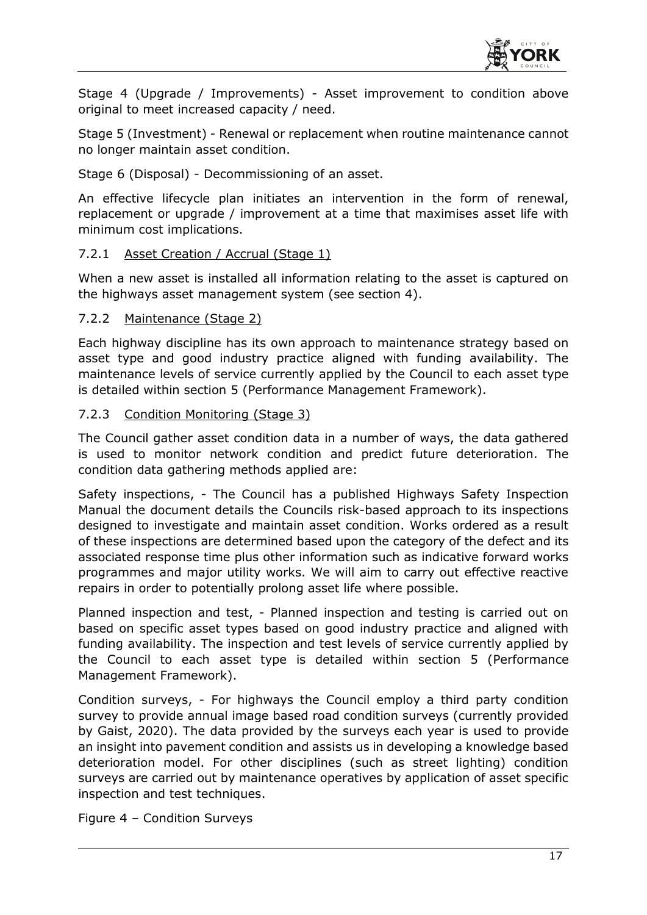Stage 4 (Upgrade / Improvements) - Asset improvement to condition above original to meet increased capacity / need.

Stage 5 (Investment) - Renewal or replacement when routine maintenance cannot no longer maintain asset condition.

Stage 6 (Disposal) - Decommissioning of an asset.

An effective lifecycle plan initiates an intervention in the form of renewal, replacement or upgrade / improvement at a time that maximises asset life with minimum cost implications.

### 7.2.1 Asset Creation / Accrual (Stage 1)

When a new asset is installed all information relating to the asset is captured on the highways asset management system (see section 4).

### 7.2.2 Maintenance (Stage 2)

Each highway discipline has its own approach to maintenance strategy based on asset type and good industry practice aligned with funding availability. The maintenance levels of service currently applied by the Council to each asset type is detailed within section 5 (Performance Management Framework).

### 7.2.3 Condition Monitoring (Stage 3)

The Council gather asset condition data in a number of ways, the data gathered is used to monitor network condition and predict future deterioration. The condition data gathering methods applied are:

Safety inspections, - The Council has a published Highways Safety Inspection Manual the document details the Councils risk-based approach to its inspections designed to investigate and maintain asset condition. Works ordered as a result of these inspections are determined based upon the category of the defect and its associated response time plus other information such as indicative forward works programmes and major utility works. We will aim to carry out effective reactive repairs in order to potentially prolong asset life where possible.

Planned inspection and test, - Planned inspection and testing is carried out on based on specific asset types based on good industry practice and aligned with funding availability. The inspection and test levels of service currently applied by the Council to each asset type is detailed within section 5 (Performance Management Framework).

Condition surveys, - For highways the Council employ a third party condition survey to provide annual image based road condition surveys (currently provided by Gaist, 2020). The data provided by the surveys each year is used to provide an insight into pavement condition and assists us in developing a knowledge based deterioration model. For other disciplines (such as street lighting) condition surveys are carried out by maintenance operatives by application of asset specific inspection and test techniques.

Figure 4 – Condition Surveys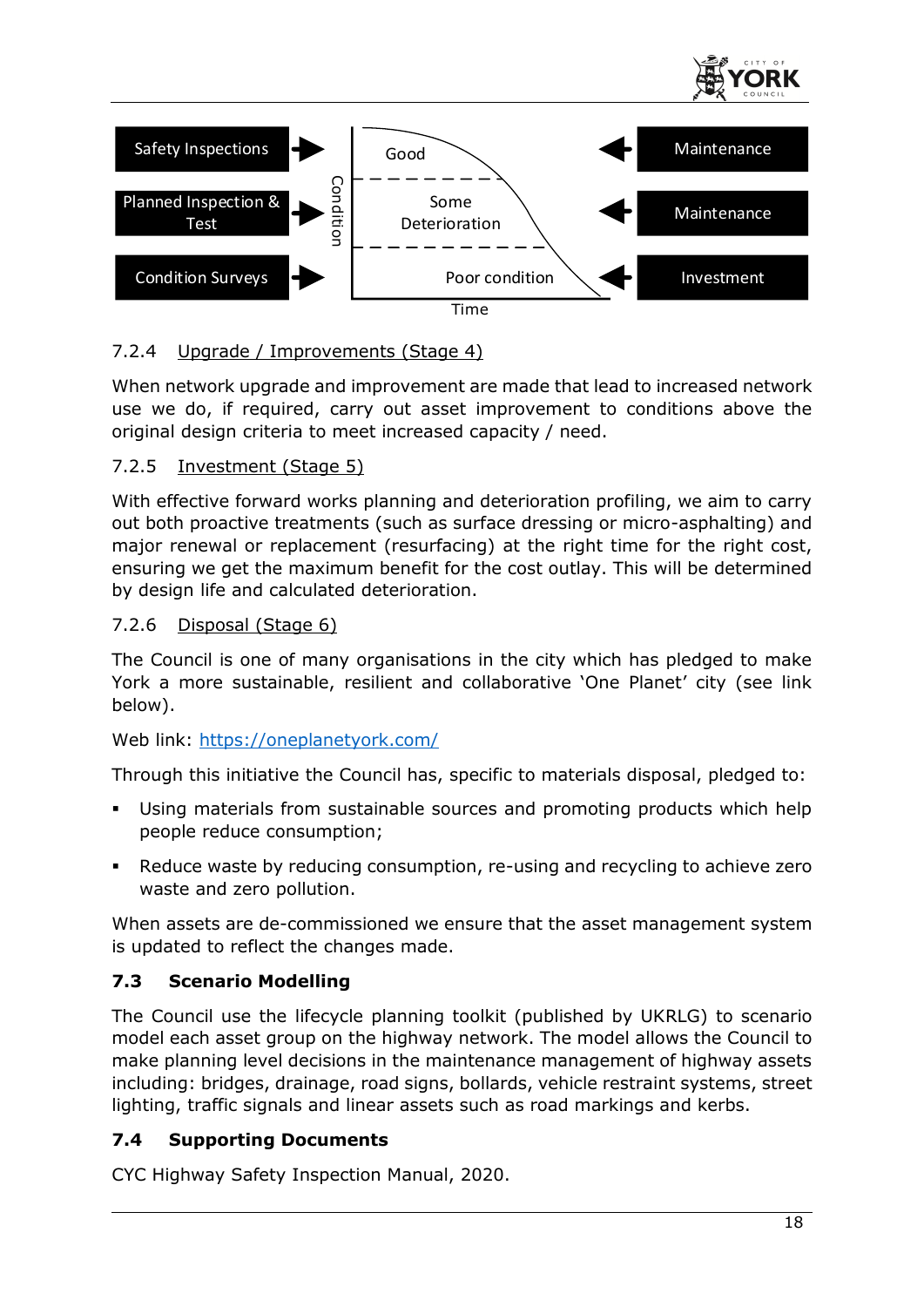| | | | |
|---|---|---|---|
| Safety Inspections | Good | | Maintenance |
| Planned Inspection & Test | Some Deterioration | | Maintenance |
| Condition Surveys | Poor condition | | Investment |

Condition / Time

### 7.2.4 Upgrade / Improvements (Stage 4)

When network upgrade and improvement are made that lead to increased network use we do, if required, carry out asset improvement to conditions above the original design criteria to meet increased capacity / need.

### 7.2.5 Investment (Stage 5)

With effective forward works planning and deterioration profiling, we aim to carry out both proactive treatments (such as surface dressing or micro-asphalting) and major renewal or replacement (resurfacing) at the right time for the right cost, ensuring we get the maximum benefit for the cost outlay. This will be determined by design life and calculated deterioration.

### 7.2.6 Disposal (Stage 6)

The Council is one of many organisations in the city which has pledged to make York a more sustainable, resilient and collaborative 'One Planet' city (see link below).

Web link: https://oneplanetyork.com/

Through this initiative the Council has, specific to materials disposal, pledged to:

- Using materials from sustainable sources and promoting products which help people reduce consumption;
- Reduce waste by reducing consumption, re-using and recycling to achieve zero waste and zero pollution.

When assets are de-commissioned we ensure that the asset management system is updated to reflect the changes made.

## 7.3 Scenario Modelling

The Council use the lifecycle planning toolkit (published by UKRLG) to scenario model each asset group on the highway network. The model allows the Council to make planning level decisions in the maintenance management of highway assets including: bridges, drainage, road signs, bollards, vehicle restraint systems, street lighting, traffic signals and linear assets such as road markings and kerbs.

## 7.4 Supporting Documents

CYC Highway Safety Inspection Manual, 2020.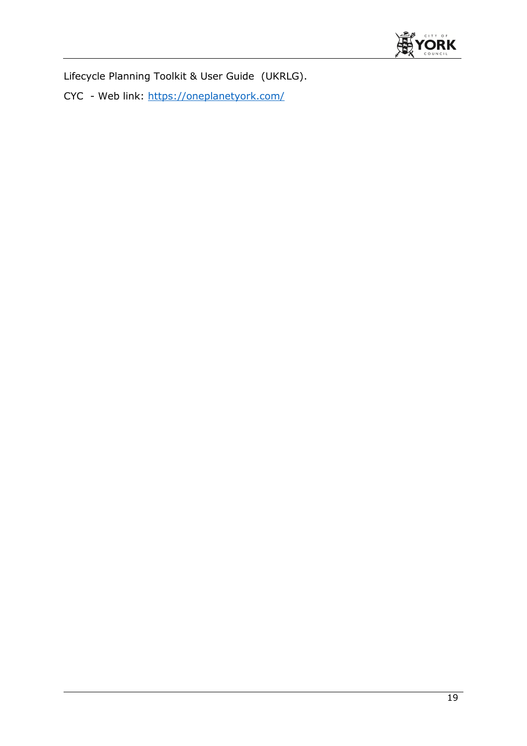Lifecycle Planning Toolkit & User Guide (UKRLG).

CYC - Web link: [https://oneplanetyork.com/](https://oneplanetyork.com/)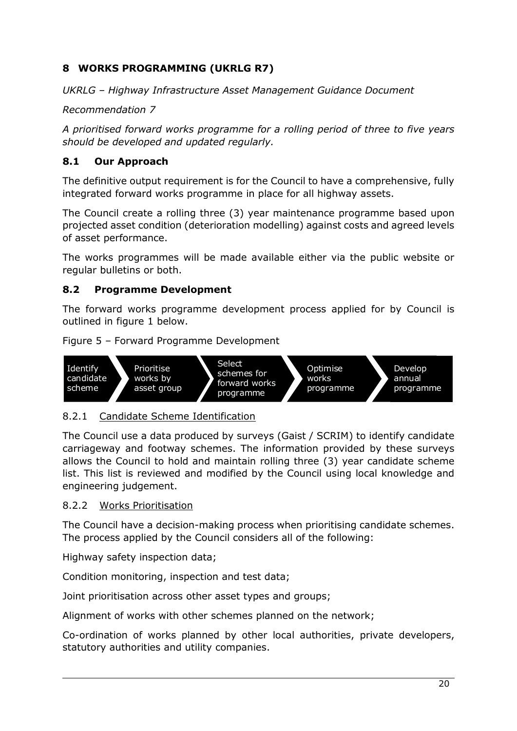## 8 WORKS PROGRAMMING (UKRLG R7)

*UKRLG – Highway Infrastructure Asset Management Guidance Document*

*Recommendation 7*

*A prioritised forward works programme for a rolling period of three to five years should be developed and updated regularly.*

### 8.1 Our Approach

The definitive output requirement is for the Council to have a comprehensive, fully integrated forward works programme in place for all highway assets.

The Council create a rolling three (3) year maintenance programme based upon projected asset condition (deterioration modelling) against costs and agreed levels of asset performance.

The works programmes will be made available either via the public website or regular bulletins or both.

### 8.2 Programme Development

The forward works programme development process applied for by Council is outlined in figure 1 below.

Figure 5 – Forward Programme Development

Identify candidate scheme → Prioritise works by asset group → Select schemes for forward works programme → Optimise works programme → Develop annual programme

#### 8.2.1 Candidate Scheme Identification

The Council use a data produced by surveys (Gaist / SCRIM) to identify candidate carriageway and footway schemes. The information provided by these surveys allows the Council to hold and maintain rolling three (3) year candidate scheme list. This list is reviewed and modified by the Council using local knowledge and engineering judgement.

#### 8.2.2 Works Prioritisation

The Council have a decision-making process when prioritising candidate schemes. The process applied by the Council considers all of the following:

Highway safety inspection data;

Condition monitoring, inspection and test data;

Joint prioritisation across other asset types and groups;

Alignment of works with other schemes planned on the network;

Co-ordination of works planned by other local authorities, private developers, statutory authorities and utility companies.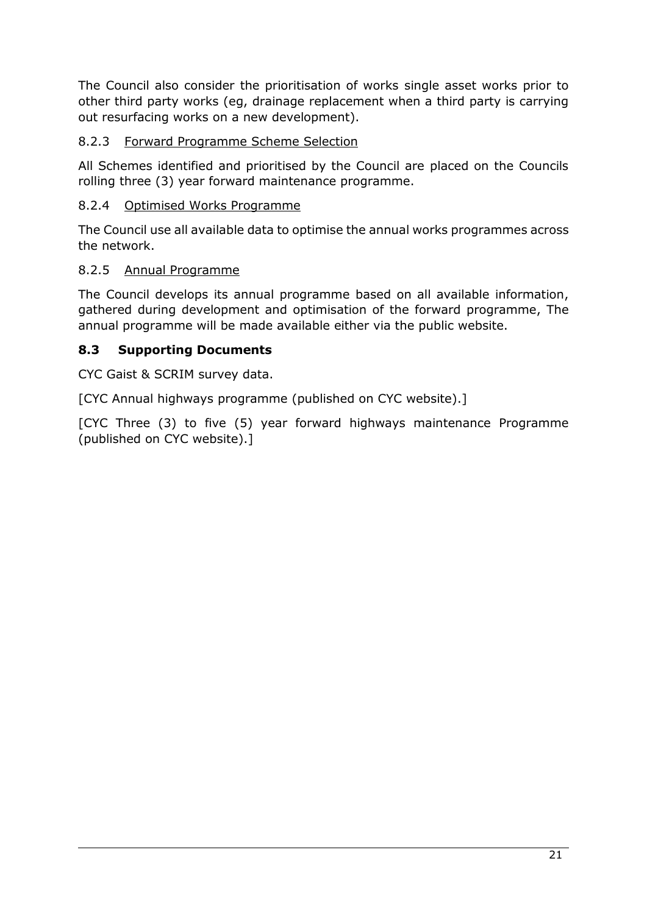The Council also consider the prioritisation of works single asset works prior to other third party works (eg, drainage replacement when a third party is carrying out resurfacing works on a new development).

#### 8.2.3 Forward Programme Scheme Selection

All Schemes identified and prioritised by the Council are placed on the Councils rolling three (3) year forward maintenance programme.

#### 8.2.4 Optimised Works Programme

The Council use all available data to optimise the annual works programmes across the network.

#### 8.2.5 Annual Programme

The Council develops its annual programme based on all available information, gathered during development and optimisation of the forward programme, The annual programme will be made available either via the public website.

### 8.3 Supporting Documents

CYC Gaist & SCRIM survey data.

[CYC Annual highways programme (published on CYC website).]

[CYC Three (3) to five (5) year forward highways maintenance Programme (published on CYC website).]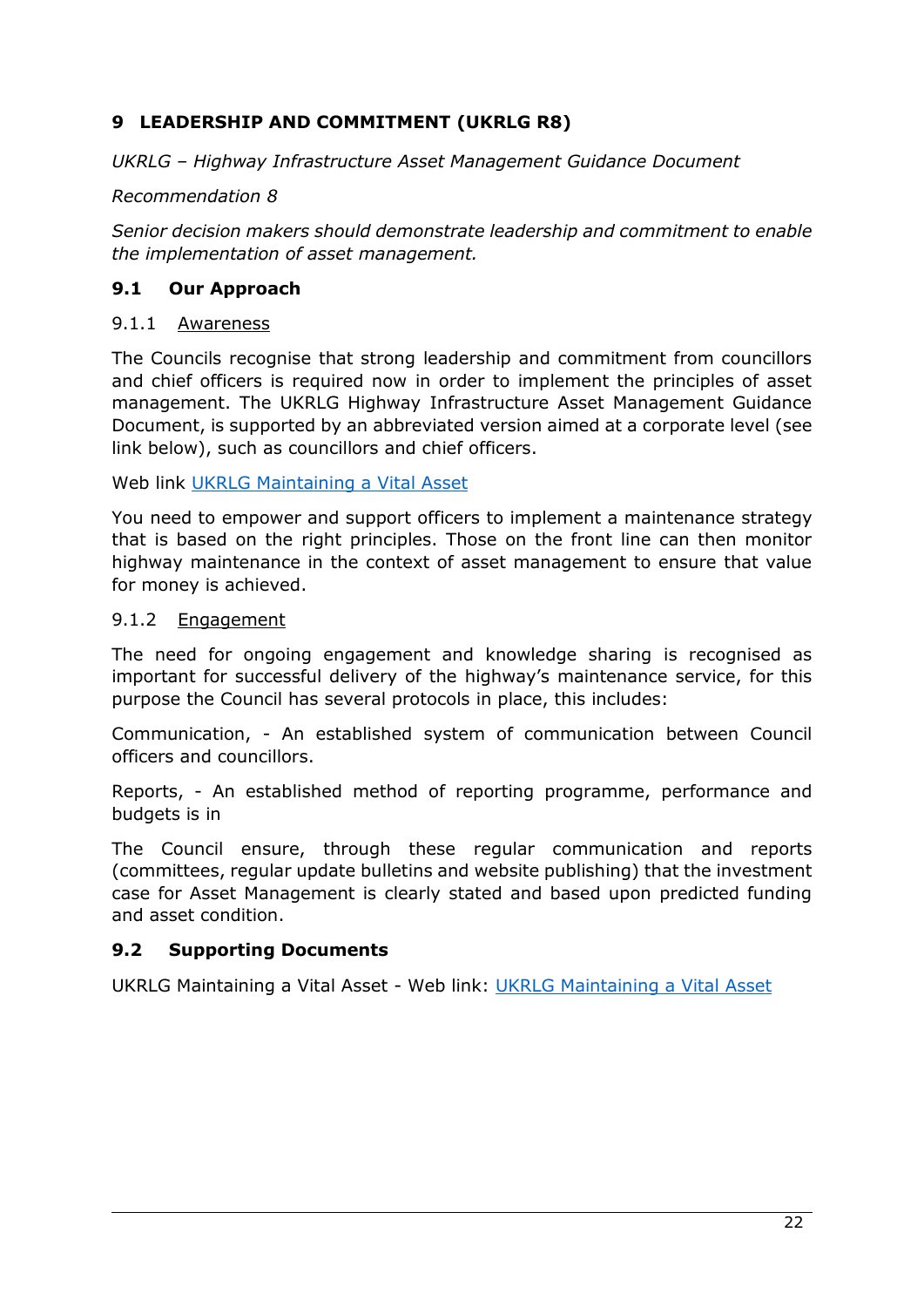# 9 LEADERSHIP AND COMMITMENT (UKRLG R8)

*UKRLG – Highway Infrastructure Asset Management Guidance Document*

*Recommendation 8*

*Senior decision makers should demonstrate leadership and commitment to enable the implementation of asset management.*

## 9.1 Our Approach

### 9.1.1 Awareness

The Councils recognise that strong leadership and commitment from councillors and chief officers is required now in order to implement the principles of asset management. The UKRLG Highway Infrastructure Asset Management Guidance Document, is supported by an abbreviated version aimed at a corporate level (see link below), such as councillors and chief officers.

Web link UKRLG Maintaining a Vital Asset

You need to empower and support officers to implement a maintenance strategy that is based on the right principles. Those on the front line can then monitor highway maintenance in the context of asset management to ensure that value for money is achieved.

### 9.1.2 Engagement

The need for ongoing engagement and knowledge sharing is recognised as important for successful delivery of the highway's maintenance service, for this purpose the Council has several protocols in place, this includes:

Communication, - An established system of communication between Council officers and councillors.

Reports, - An established method of reporting programme, performance and budgets is in

The Council ensure, through these regular communication and reports (committees, regular update bulletins and website publishing) that the investment case for Asset Management is clearly stated and based upon predicted funding and asset condition.

## 9.2 Supporting Documents

UKRLG Maintaining a Vital Asset - Web link: UKRLG Maintaining a Vital Asset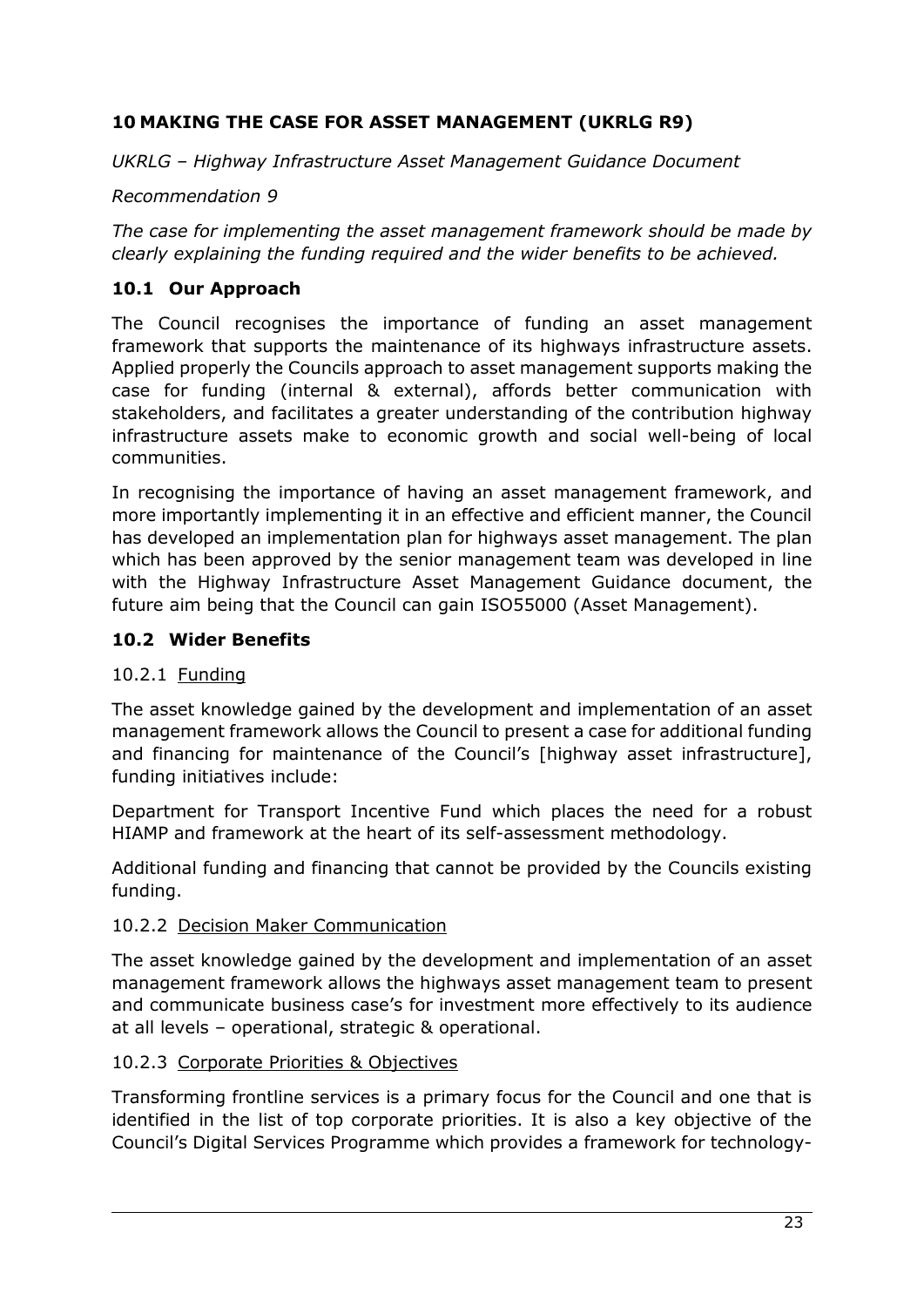## 10 MAKING THE CASE FOR ASSET MANAGEMENT (UKRLG R9)

*UKRLG – Highway Infrastructure Asset Management Guidance Document*

*Recommendation 9*

*The case for implementing the asset management framework should be made by clearly explaining the funding required and the wider benefits to be achieved.*

### 10.1 Our Approach

The Council recognises the importance of funding an asset management framework that supports the maintenance of its highways infrastructure assets. Applied properly the Councils approach to asset management supports making the case for funding (internal & external), affords better communication with stakeholders, and facilitates a greater understanding of the contribution highway infrastructure assets make to economic growth and social well-being of local communities.

In recognising the importance of having an asset management framework, and more importantly implementing it in an effective and efficient manner, the Council has developed an implementation plan for highways asset management. The plan which has been approved by the senior management team was developed in line with the Highway Infrastructure Asset Management Guidance document, the future aim being that the Council can gain ISO55000 (Asset Management).

### 10.2 Wider Benefits

#### 10.2.1 Funding

The asset knowledge gained by the development and implementation of an asset management framework allows the Council to present a case for additional funding and financing for maintenance of the Council's [highway asset infrastructure], funding initiatives include:

Department for Transport Incentive Fund which places the need for a robust HIAMP and framework at the heart of its self-assessment methodology.

Additional funding and financing that cannot be provided by the Councils existing funding.

#### 10.2.2 Decision Maker Communication

The asset knowledge gained by the development and implementation of an asset management framework allows the highways asset management team to present and communicate business case's for investment more effectively to its audience at all levels – operational, strategic & operational.

#### 10.2.3 Corporate Priorities & Objectives

Transforming frontline services is a primary focus for the Council and one that is identified in the list of top corporate priorities. It is also a key objective of the Council's Digital Services Programme which provides a framework for technology-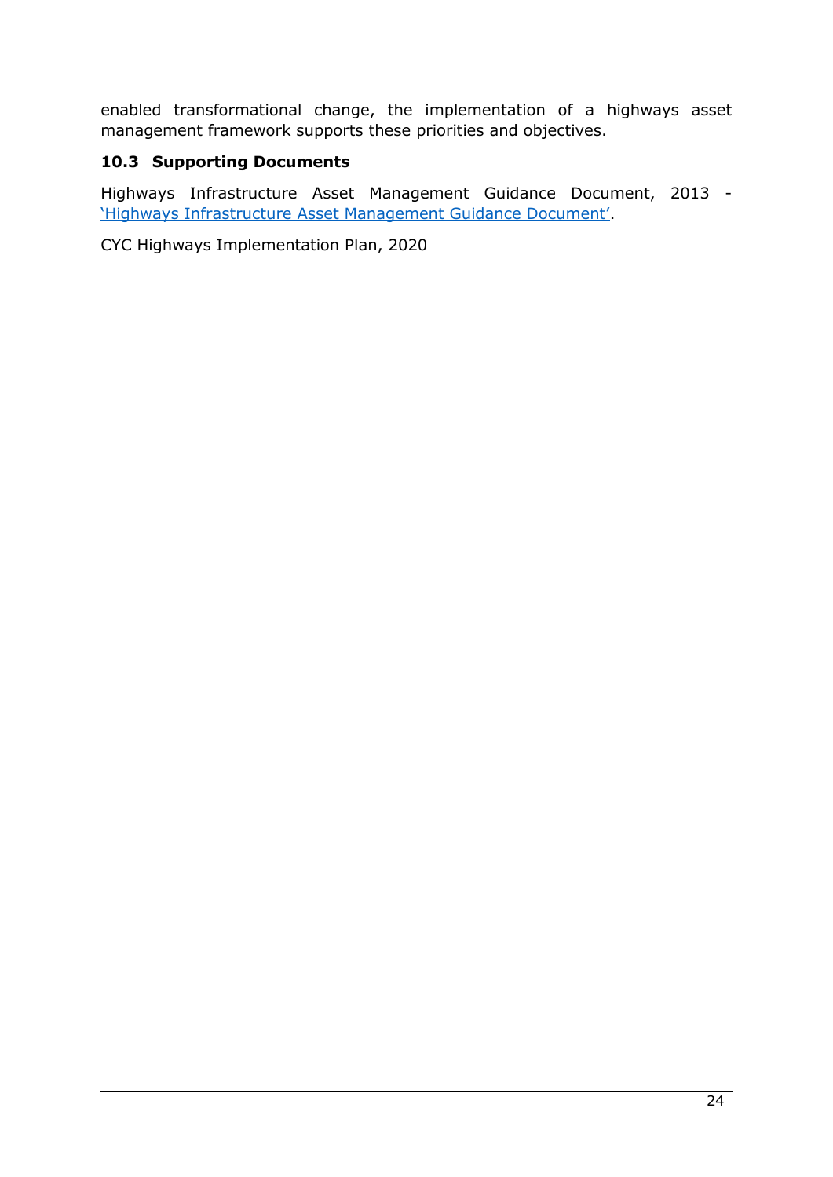enabled transformational change, the implementation of a highways asset management framework supports these priorities and objectives.

### 10.3 Supporting Documents

Highways Infrastructure Asset Management Guidance Document, 2013 - 'Highways Infrastructure Asset Management Guidance Document'.

CYC Highways Implementation Plan, 2020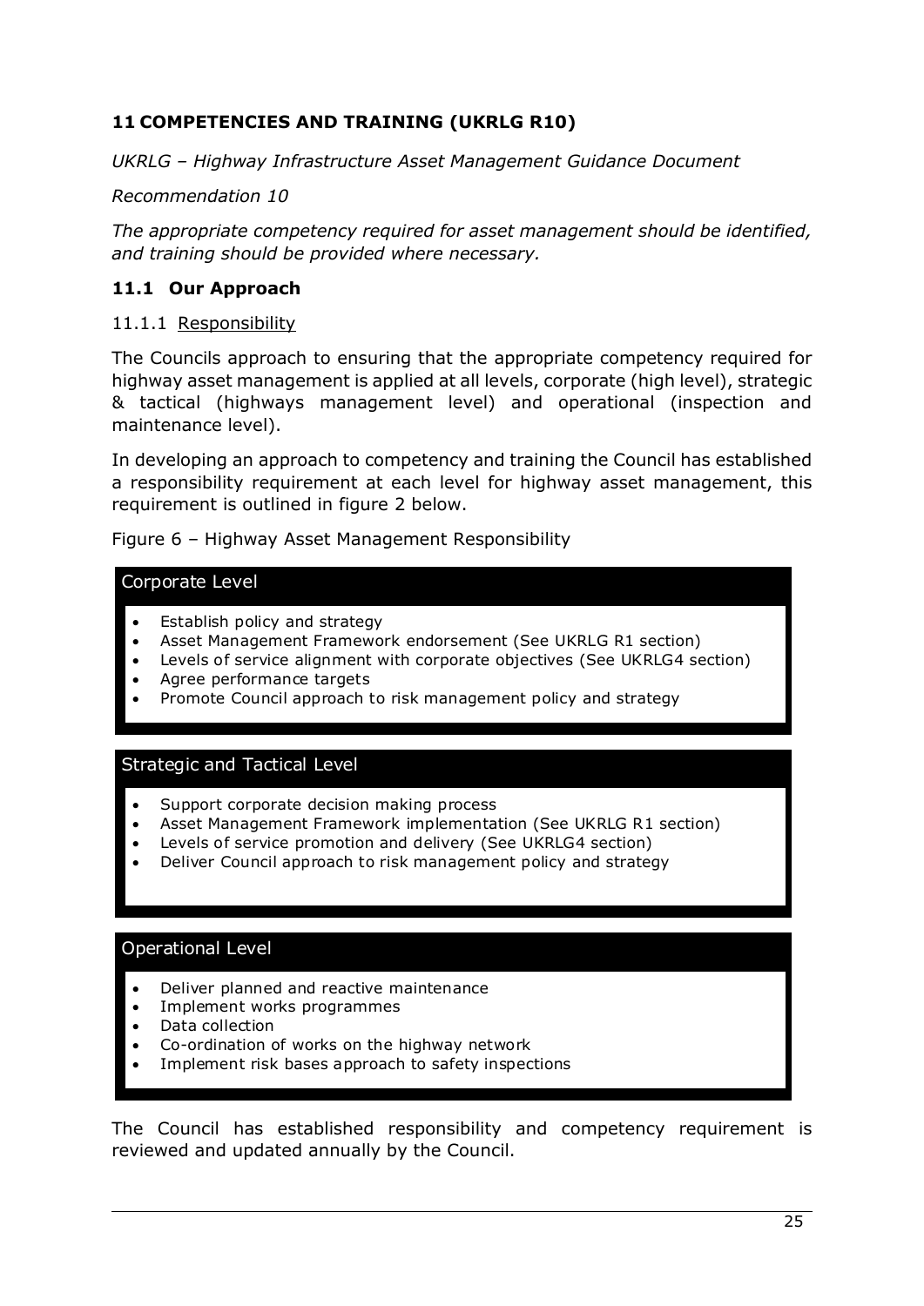## 11 COMPETENCIES AND TRAINING (UKRLG R10)

*UKRLG – Highway Infrastructure Asset Management Guidance Document*

*Recommendation 10*

*The appropriate competency required for asset management should be identified, and training should be provided where necessary.*

### 11.1 Our Approach

#### 11.1.1 Responsibility

The Councils approach to ensuring that the appropriate competency required for highway asset management is applied at all levels, corporate (high level), strategic & tactical (highways management level) and operational (inspection and maintenance level).

In developing an approach to competency and training the Council has established a responsibility requirement at each level for highway asset management, this requirement is outlined in figure 2 below.

Figure 6 – Highway Asset Management Responsibility

**Corporate Level**

- Establish policy and strategy
- Asset Management Framework endorsement (See UKRLG R1 section)
- Levels of service alignment with corporate objectives (See UKRLG4 section)
- Agree performance targets
- Promote Council approach to risk management policy and strategy

**Strategic and Tactical Level**

- Support corporate decision making process
- Asset Management Framework implementation (See UKRLG R1 section)
- Levels of service promotion and delivery (See UKRLG4 section)
- Deliver Council approach to risk management policy and strategy

**Operational Level**

- Deliver planned and reactive maintenance
- Implement works programmes
- Data collection
- Co-ordination of works on the highway network
- Implement risk bases approach to safety inspections

The Council has established responsibility and competency requirement is reviewed and updated annually by the Council.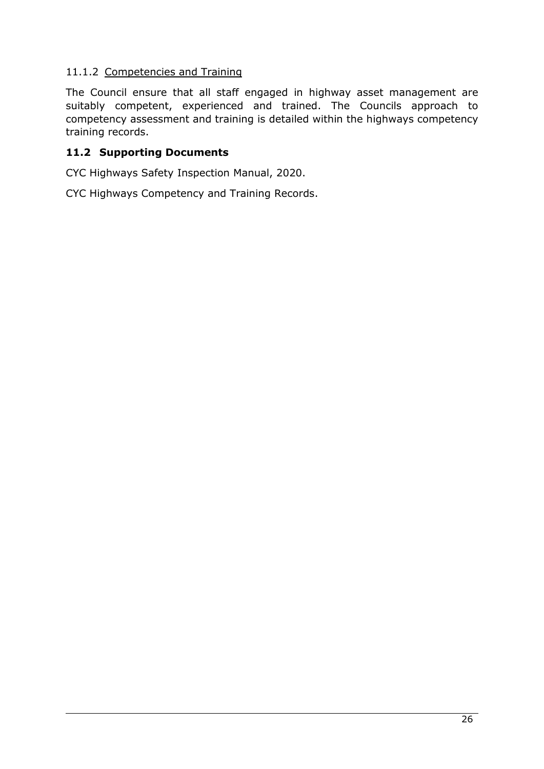#### 11.1.2 Competencies and Training

The Council ensure that all staff engaged in highway asset management are suitably competent, experienced and trained. The Councils approach to competency assessment and training is detailed within the highways competency training records.

### 11.2 Supporting Documents

CYC Highways Safety Inspection Manual, 2020.

CYC Highways Competency and Training Records.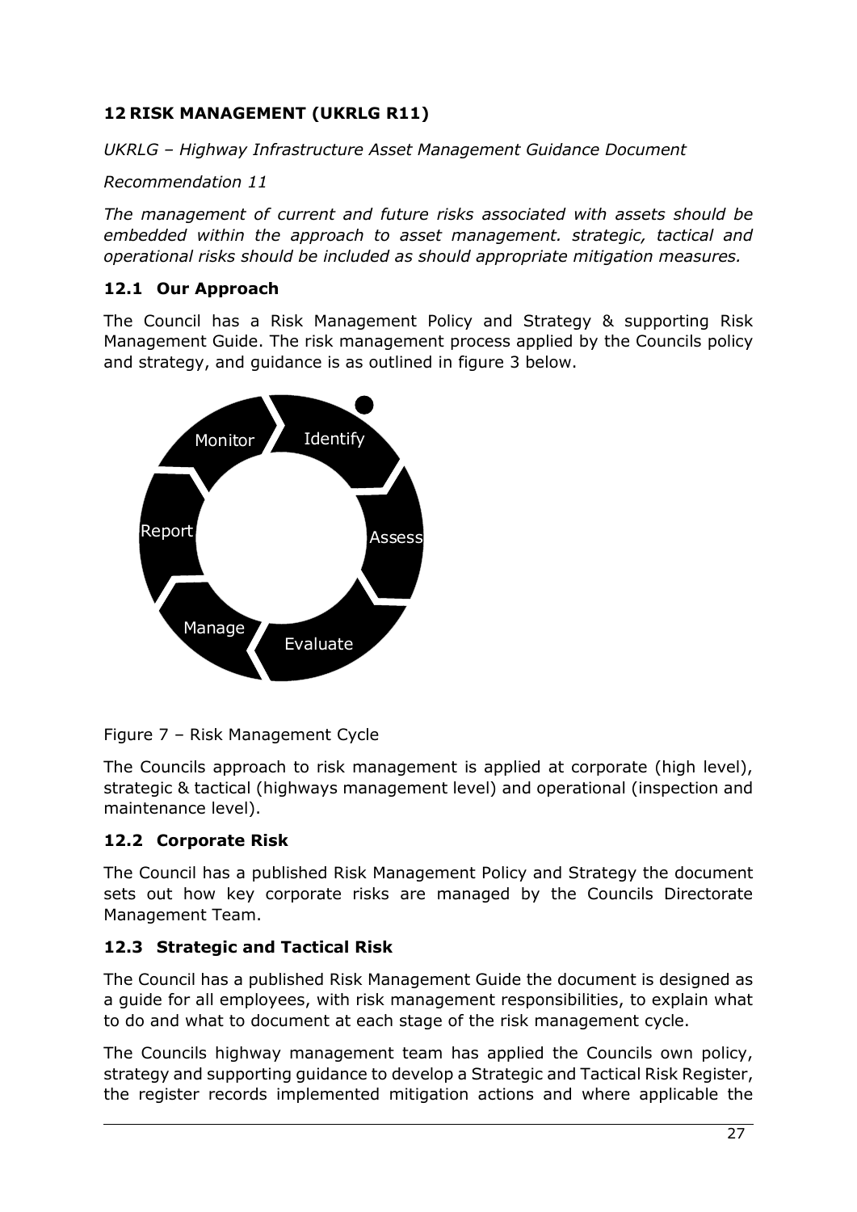## 12 RISK MANAGEMENT (UKRLG R11)

*UKRLG – Highway Infrastructure Asset Management Guidance Document*

*Recommendation 11*

*The management of current and future risks associated with assets should be embedded within the approach to asset management. strategic, tactical and operational risks should be included as should appropriate mitigation measures.*

### 12.1 Our Approach

The Council has a Risk Management Policy and Strategy & supporting Risk Management Guide. The risk management process applied by the Councils policy and strategy, and guidance is as outlined in figure 3 below.

Identify → Assess → Evaluate → Manage → Report → Monitor

Figure 7 – Risk Management Cycle

The Councils approach to risk management is applied at corporate (high level), strategic & tactical (highways management level) and operational (inspection and maintenance level).

### 12.2 Corporate Risk

The Council has a published Risk Management Policy and Strategy the document sets out how key corporate risks are managed by the Councils Directorate Management Team.

### 12.3 Strategic and Tactical Risk

The Council has a published Risk Management Guide the document is designed as a guide for all employees, with risk management responsibilities, to explain what to do and what to document at each stage of the risk management cycle.

The Councils highway management team has applied the Councils own policy, strategy and supporting guidance to develop a Strategic and Tactical Risk Register, the register records implemented mitigation actions and where applicable the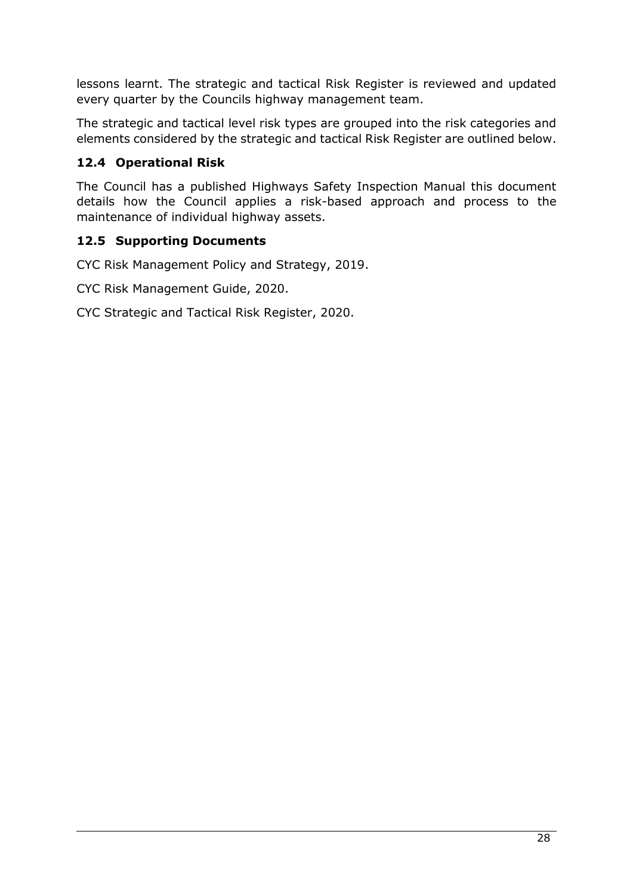lessons learnt. The strategic and tactical Risk Register is reviewed and updated every quarter by the Councils highway management team.

The strategic and tactical level risk types are grouped into the risk categories and elements considered by the strategic and tactical Risk Register are outlined below.

### 12.4 Operational Risk

The Council has a published Highways Safety Inspection Manual this document details how the Council applies a risk-based approach and process to the maintenance of individual highway assets.

### 12.5 Supporting Documents

CYC Risk Management Policy and Strategy, 2019.

CYC Risk Management Guide, 2020.

CYC Strategic and Tactical Risk Register, 2020.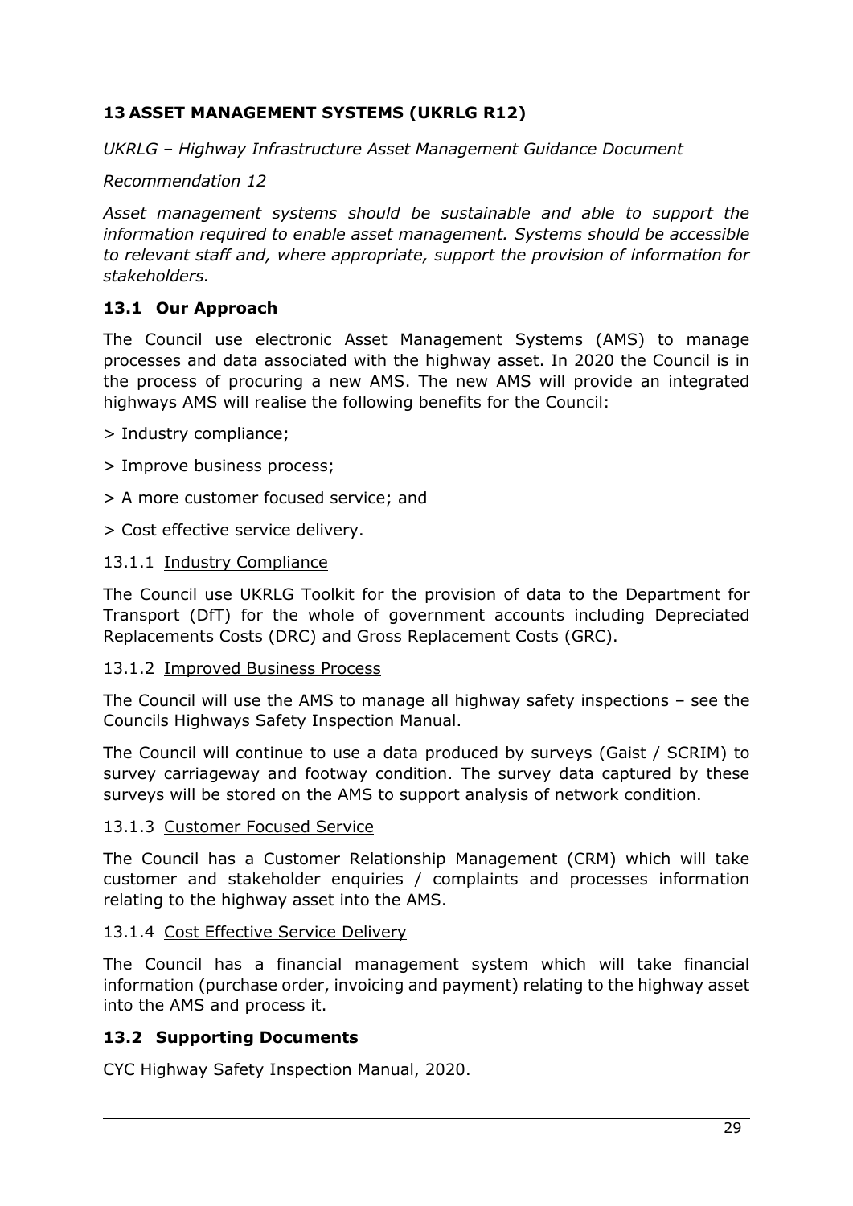## 13 ASSET MANAGEMENT SYSTEMS (UKRLG R12)

*UKRLG – Highway Infrastructure Asset Management Guidance Document*

*Recommendation 12*

*Asset management systems should be sustainable and able to support the information required to enable asset management. Systems should be accessible to relevant staff and, where appropriate, support the provision of information for stakeholders.*

### 13.1 Our Approach

The Council use electronic Asset Management Systems (AMS) to manage processes and data associated with the highway asset. In 2020 the Council is in the process of procuring a new AMS. The new AMS will provide an integrated highways AMS will realise the following benefits for the Council:

> Industry compliance;

> Improve business process;

> A more customer focused service; and

> Cost effective service delivery.

#### 13.1.1 Industry Compliance

The Council use UKRLG Toolkit for the provision of data to the Department for Transport (DfT) for the whole of government accounts including Depreciated Replacements Costs (DRC) and Gross Replacement Costs (GRC).

#### 13.1.2 Improved Business Process

The Council will use the AMS to manage all highway safety inspections – see the Councils Highways Safety Inspection Manual.

The Council will continue to use a data produced by surveys (Gaist / SCRIM) to survey carriageway and footway condition. The survey data captured by these surveys will be stored on the AMS to support analysis of network condition.

#### 13.1.3 Customer Focused Service

The Council has a Customer Relationship Management (CRM) which will take customer and stakeholder enquiries / complaints and processes information relating to the highway asset into the AMS.

#### 13.1.4 Cost Effective Service Delivery

The Council has a financial management system which will take financial information (purchase order, invoicing and payment) relating to the highway asset into the AMS and process it.

### 13.2 Supporting Documents

CYC Highway Safety Inspection Manual, 2020.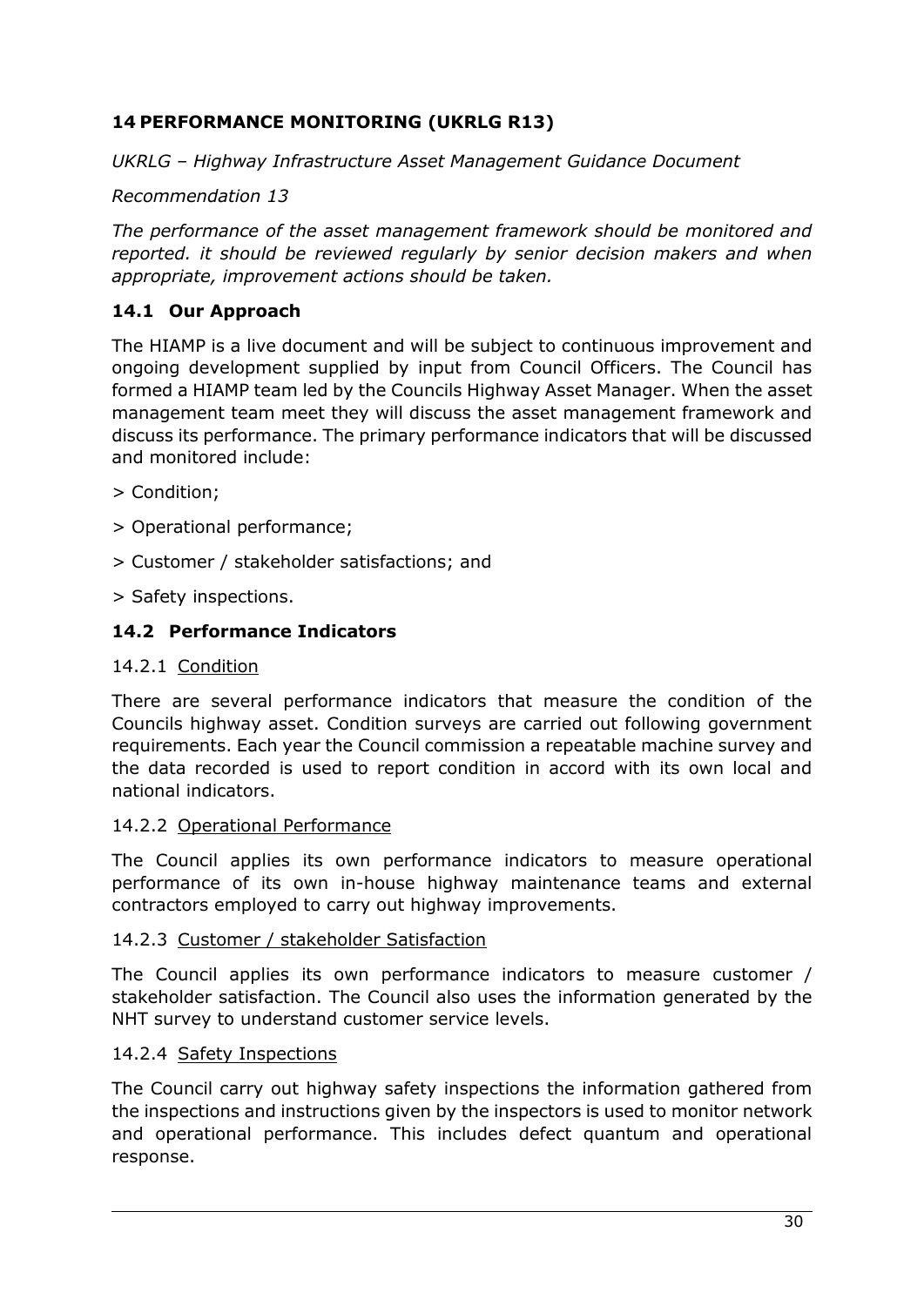## 14 PERFORMANCE MONITORING (UKRLG R13)

*UKRLG – Highway Infrastructure Asset Management Guidance Document*

*Recommendation 13*

*The performance of the asset management framework should be monitored and reported. it should be reviewed regularly by senior decision makers and when appropriate, improvement actions should be taken.*

### 14.1 Our Approach

The HIAMP is a live document and will be subject to continuous improvement and ongoing development supplied by input from Council Officers. The Council has formed a HIAMP team led by the Councils Highway Asset Manager. When the asset management team meet they will discuss the asset management framework and discuss its performance. The primary performance indicators that will be discussed and monitored include:

> Condition;

> Operational performance;

> Customer / stakeholder satisfactions; and

> Safety inspections.

### 14.2 Performance Indicators

#### 14.2.1 Condition

There are several performance indicators that measure the condition of the Councils highway asset. Condition surveys are carried out following government requirements. Each year the Council commission a repeatable machine survey and the data recorded is used to report condition in accord with its own local and national indicators.

#### 14.2.2 Operational Performance

The Council applies its own performance indicators to measure operational performance of its own in-house highway maintenance teams and external contractors employed to carry out highway improvements.

#### 14.2.3 Customer / stakeholder Satisfaction

The Council applies its own performance indicators to measure customer / stakeholder satisfaction. The Council also uses the information generated by the NHT survey to understand customer service levels.

#### 14.2.4 Safety Inspections

The Council carry out highway safety inspections the information gathered from the inspections and instructions given by the inspectors is used to monitor network and operational performance. This includes defect quantum and operational response.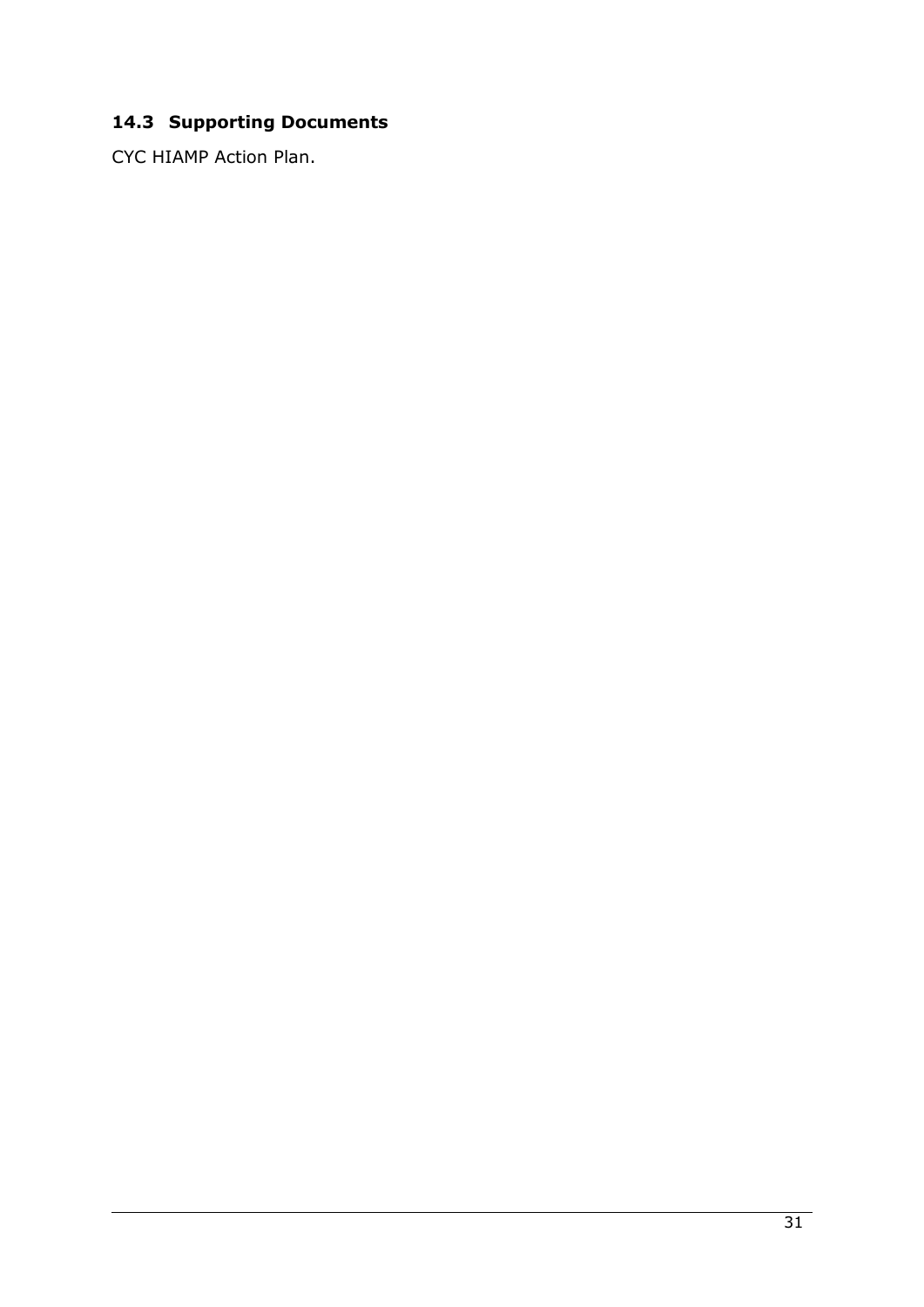### 14.3 Supporting Documents

CYC HIAMP Action Plan.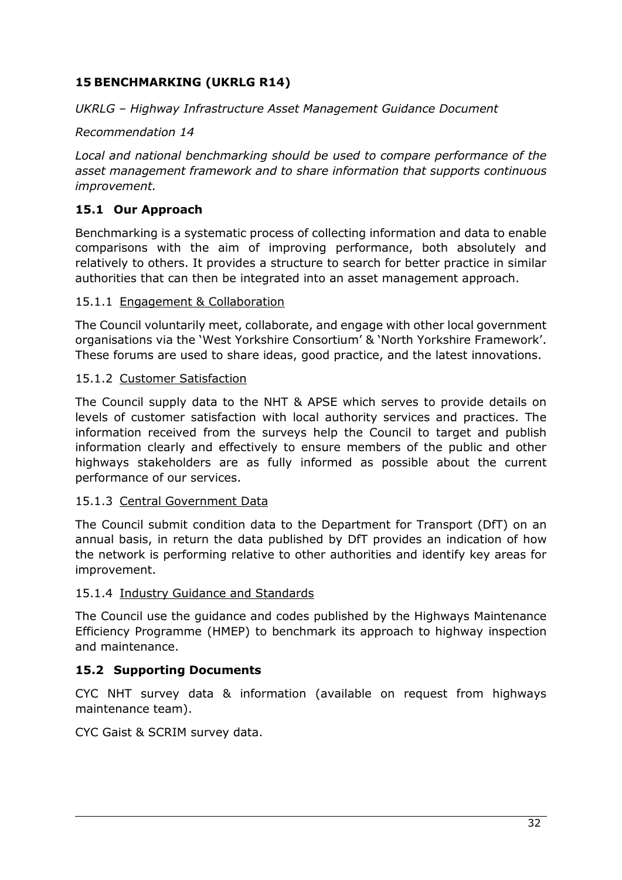# 15 BENCHMARKING (UKRLG R14)

*UKRLG – Highway Infrastructure Asset Management Guidance Document*

*Recommendation 14*

*Local and national benchmarking should be used to compare performance of the asset management framework and to share information that supports continuous improvement.*

## 15.1 Our Approach

Benchmarking is a systematic process of collecting information and data to enable comparisons with the aim of improving performance, both absolutely and relatively to others. It provides a structure to search for better practice in similar authorities that can then be integrated into an asset management approach.

### 15.1.1 Engagement & Collaboration

The Council voluntarily meet, collaborate, and engage with other local government organisations via the 'West Yorkshire Consortium' & 'North Yorkshire Framework'. These forums are used to share ideas, good practice, and the latest innovations.

### 15.1.2 Customer Satisfaction

The Council supply data to the NHT & APSE which serves to provide details on levels of customer satisfaction with local authority services and practices. The information received from the surveys help the Council to target and publish information clearly and effectively to ensure members of the public and other highways stakeholders are as fully informed as possible about the current performance of our services.

### 15.1.3 Central Government Data

The Council submit condition data to the Department for Transport (DfT) on an annual basis, in return the data published by DfT provides an indication of how the network is performing relative to other authorities and identify key areas for improvement.

### 15.1.4 Industry Guidance and Standards

The Council use the guidance and codes published by the Highways Maintenance Efficiency Programme (HMEP) to benchmark its approach to highway inspection and maintenance.

## 15.2 Supporting Documents

CYC NHT survey data & information (available on request from highways maintenance team).

CYC Gaist & SCRIM survey data.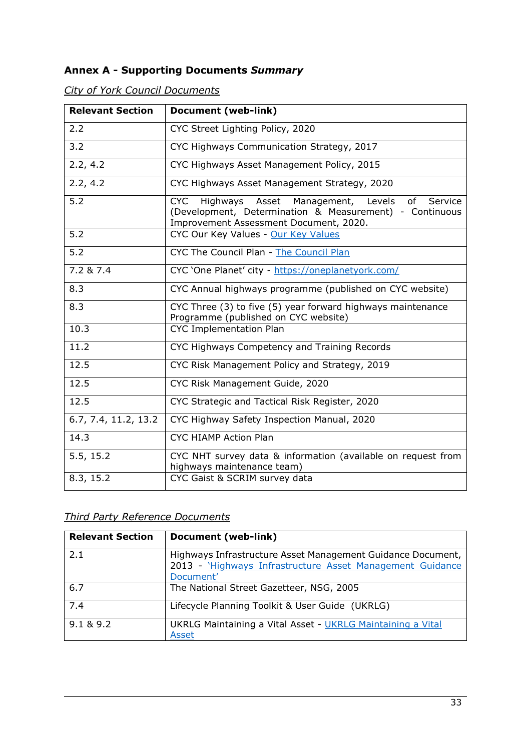## Annex A - Supporting Documents *Summary*

*City of York Council Documents*

| Relevant Section | Document (web-link) |
|---|---|
| 2.2 | CYC Street Lighting Policy, 2020 |
| 3.2 | CYC Highways Communication Strategy, 2017 |
| 2.2, 4.2 | CYC Highways Asset Management Policy, 2015 |
| 2.2, 4.2 | CYC Highways Asset Management Strategy, 2020 |
| 5.2 | CYC Highways Asset Management, Levels of Service (Development, Determination & Measurement) - Continuous Improvement Assessment Document, 2020. |
| 5.2 | CYC Our Key Values - Our Key Values |
| 5.2 | CYC The Council Plan - The Council Plan |
| 7.2 & 7.4 | CYC 'One Planet' city - https://oneplanetyork.com/ |
| 8.3 | CYC Annual highways programme (published on CYC website) |
| 8.3 | CYC Three (3) to five (5) year forward highways maintenance Programme (published on CYC website) |
| 10.3 | CYC Implementation Plan |
| 11.2 | CYC Highways Competency and Training Records |
| 12.5 | CYC Risk Management Policy and Strategy, 2019 |
| 12.5 | CYC Risk Management Guide, 2020 |
| 12.5 | CYC Strategic and Tactical Risk Register, 2020 |
| 6.7, 7.4, 11.2, 13.2 | CYC Highway Safety Inspection Manual, 2020 |
| 14.3 | CYC HIAMP Action Plan |
| 5.5, 15.2 | CYC NHT survey data & information (available on request from highways maintenance team) |
| 8.3, 15.2 | CYC Gaist & SCRIM survey data |

*Third Party Reference Documents*

| Relevant Section | Document (web-link) |
|---|---|
| 2.1 | Highways Infrastructure Asset Management Guidance Document, 2013 - 'Highways Infrastructure Asset Management Guidance Document' |
| 6.7 | The National Street Gazetteer, NSG, 2005 |
| 7.4 | Lifecycle Planning Toolkit & User Guide (UKRLG) |
| 9.1 & 9.2 | UKRLG Maintaining a Vital Asset - UKRLG Maintaining a Vital Asset |